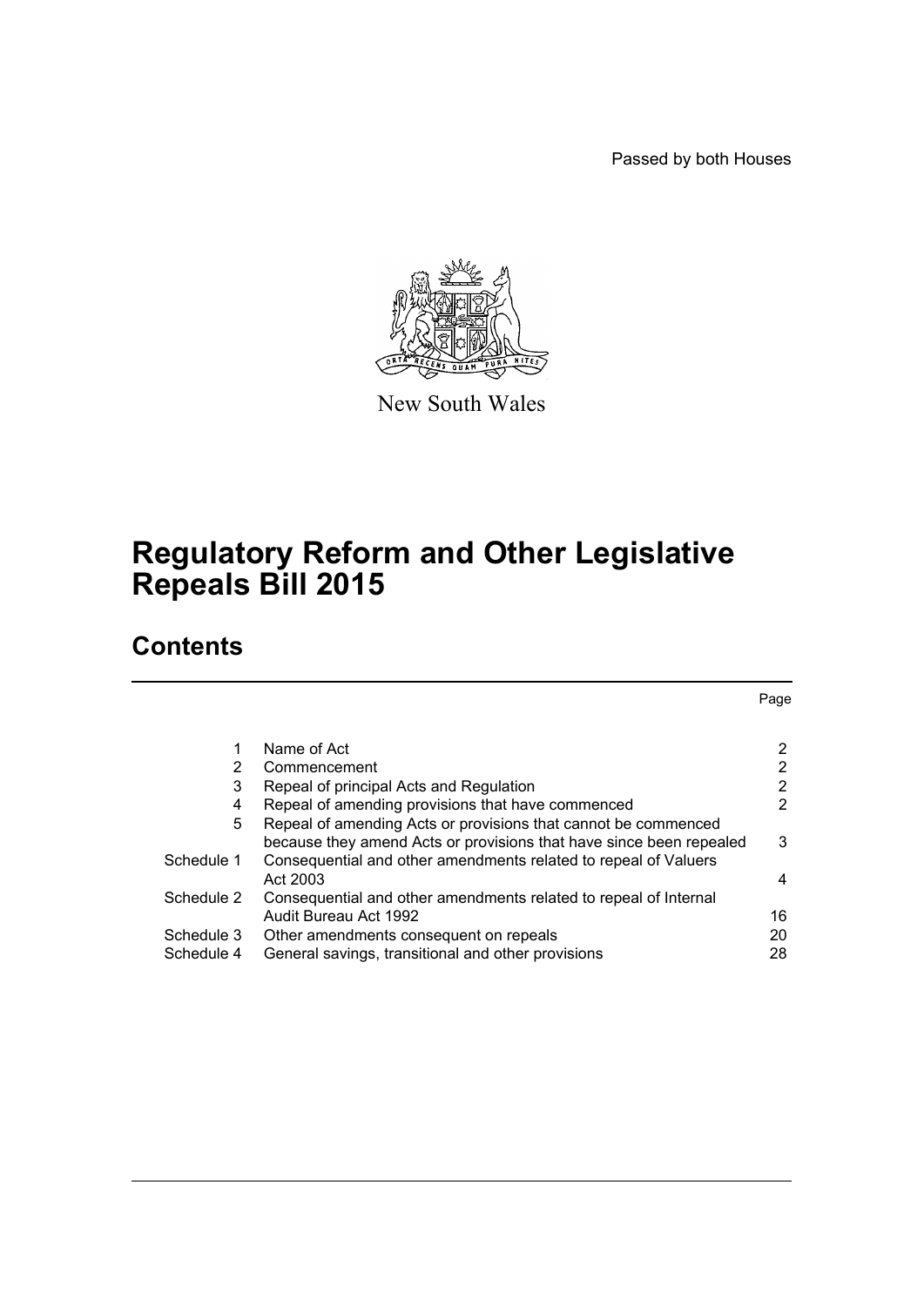Passed by both Houses

New South Wales

# Regulatory Reform and Other Legislative Repeals Bill 2015

## Contents

| | | Page |
|---|---|---|
| 1 | Name of Act | 2 |
| 2 | Commencement | 2 |
| 3 | Repeal of principal Acts and Regulation | 2 |
| 4 | Repeal of amending provisions that have commenced | 2 |
| 5 | Repeal of amending Acts or provisions that cannot be commenced because they amend Acts or provisions that have since been repealed | 3 |
| Schedule 1 | Consequential and other amendments related to repeal of Valuers Act 2003 | 4 |
| Schedule 2 | Consequential and other amendments related to repeal of Internal Audit Bureau Act 1992 | 16 |
| Schedule 3 | Other amendments consequent on repeals | 20 |
| Schedule 4 | General savings, transitional and other provisions | 28 |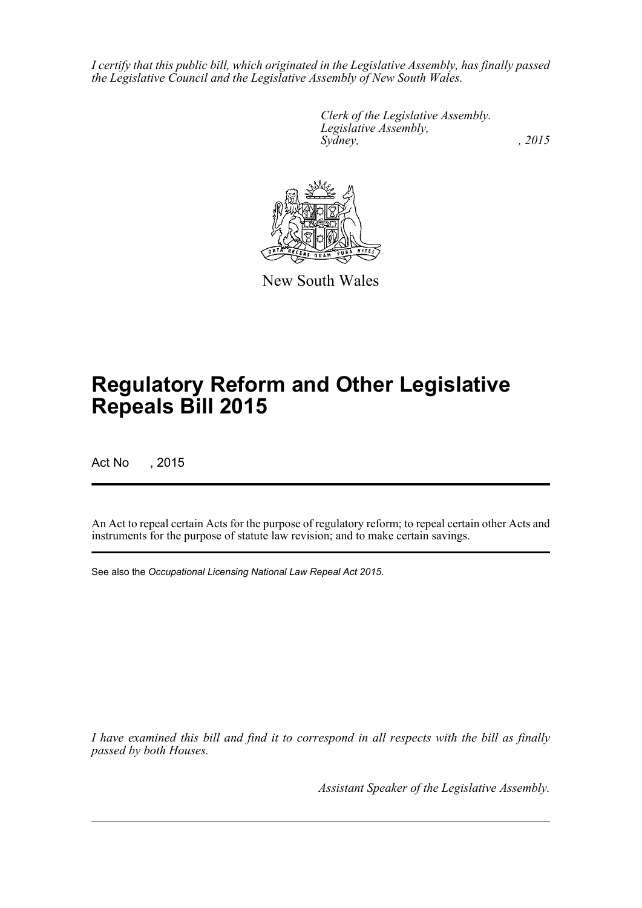*I certify that this public bill, which originated in the Legislative Assembly, has finally passed the Legislative Council and the Legislative Assembly of New South Wales.*

*Clerk of the Legislative Assembly.*
*Legislative Assembly,*
*Sydney, , 2015*

New South Wales

# Regulatory Reform and Other Legislative Repeals Bill 2015

Act No , 2015

An Act to repeal certain Acts for the purpose of regulatory reform; to repeal certain other Acts and instruments for the purpose of statute law revision; and to make certain savings.

See also the *Occupational Licensing National Law Repeal Act 2015*.

*I have examined this bill and find it to correspond in all respects with the bill as finally passed by both Houses.*

*Assistant Speaker of the Legislative Assembly.*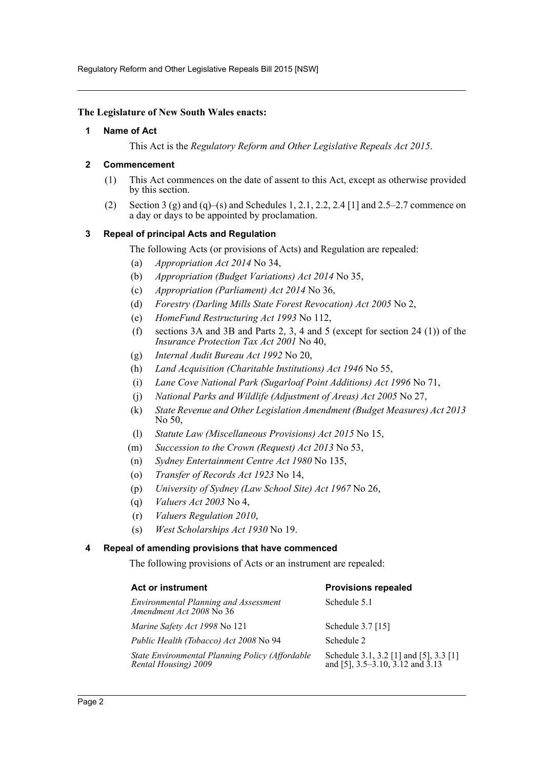**The Legislature of New South Wales enacts:**

## 1 Name of Act

This Act is the *Regulatory Reform and Other Legislative Repeals Act 2015*.

## 2 Commencement

(1) This Act commences on the date of assent to this Act, except as otherwise provided by this section.

(2) Section 3 (g) and (q)–(s) and Schedules 1, 2.1, 2.2, 2.4 [1] and 2.5–2.7 commence on a day or days to be appointed by proclamation.

## 3 Repeal of principal Acts and Regulation

The following Acts (or provisions of Acts) and Regulation are repealed:

(a) *Appropriation Act 2014* No 34,

(b) *Appropriation (Budget Variations) Act 2014* No 35,

(c) *Appropriation (Parliament) Act 2014* No 36,

(d) *Forestry (Darling Mills State Forest Revocation) Act 2005* No 2,

(e) *HomeFund Restructuring Act 1993* No 112,

(f) sections 3A and 3B and Parts 2, 3, 4 and 5 (except for section 24 (1)) of the *Insurance Protection Tax Act 2001* No 40,

(g) *Internal Audit Bureau Act 1992* No 20,

(h) *Land Acquisition (Charitable Institutions) Act 1946* No 55,

(i) *Lane Cove National Park (Sugarloaf Point Additions) Act 1996* No 71,

(j) *National Parks and Wildlife (Adjustment of Areas) Act 2005* No 27,

(k) *State Revenue and Other Legislation Amendment (Budget Measures) Act 2013* No 50,

(l) *Statute Law (Miscellaneous Provisions) Act 2015* No 15,

(m) *Succession to the Crown (Request) Act 2013* No 53,

(n) *Sydney Entertainment Centre Act 1980* No 135,

(o) *Transfer of Records Act 1923* No 14,

(p) *University of Sydney (Law School Site) Act 1967* No 26,

(q) *Valuers Act 2003* No 4,

(r) *Valuers Regulation 2010*,

(s) *West Scholarships Act 1930* No 19.

## 4 Repeal of amending provisions that have commenced

The following provisions of Acts or an instrument are repealed:

| Act or instrument | Provisions repealed |
|---|---|
| *Environmental Planning and Assessment Amendment Act 2008* No 36 | Schedule 5.1 |
| *Marine Safety Act 1998* No 121 | Schedule 3.7 [15] |
| *Public Health (Tobacco) Act 2008* No 94 | Schedule 2 |
| *State Environmental Planning Policy (Affordable Rental Housing) 2009* | Schedule 3.1, 3.2 [1] and [5], 3.3 [1] and [5], 3.5–3.10, 3.12 and 3.13 |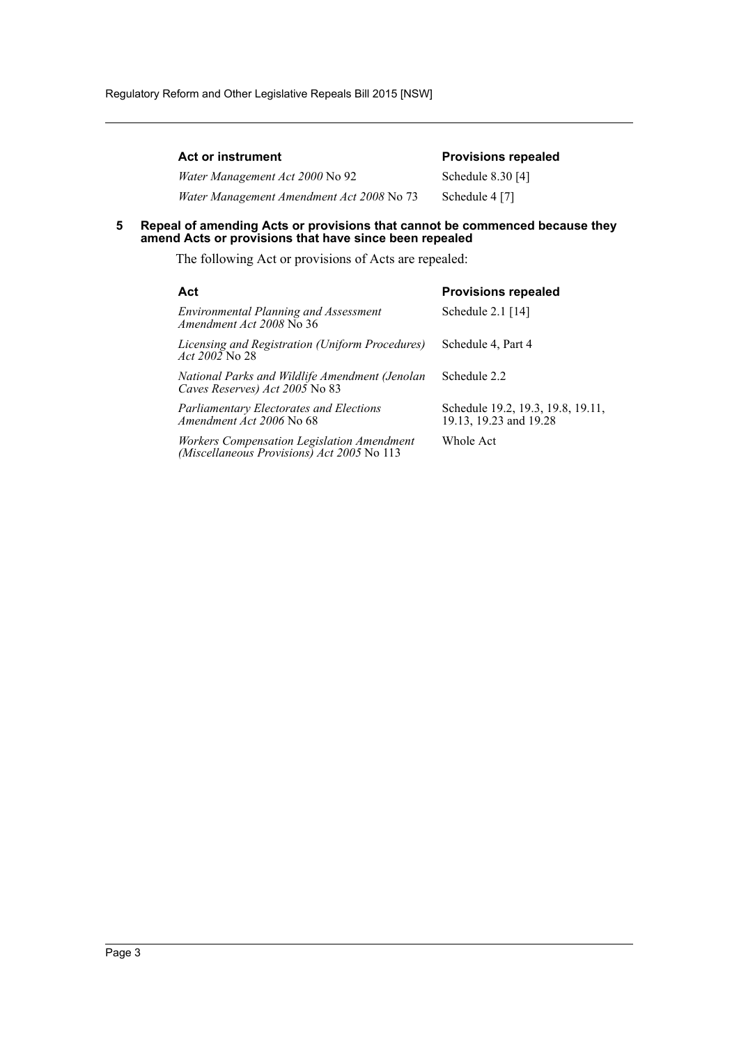| Act or instrument | Provisions repealed |
| --- | --- |
| *Water Management Act 2000* No 92 | Schedule 8.30 [4] |
| *Water Management Amendment Act 2008* No 73 | Schedule 4 [7] |

### 5 Repeal of amending Acts or provisions that cannot be commenced because they amend Acts or provisions that have since been repealed

The following Act or provisions of Acts are repealed:

| Act | Provisions repealed |
| --- | --- |
| *Environmental Planning and Assessment Amendment Act 2008* No 36 | Schedule 2.1 [14] |
| *Licensing and Registration (Uniform Procedures) Act 2002* No 28 | Schedule 4, Part 4 |
| *National Parks and Wildlife Amendment (Jenolan Caves Reserves) Act 2005* No 83 | Schedule 2.2 |
| *Parliamentary Electorates and Elections Amendment Act 2006* No 68 | Schedule 19.2, 19.3, 19.8, 19.11, 19.13, 19.23 and 19.28 |
| *Workers Compensation Legislation Amendment (Miscellaneous Provisions) Act 2005* No 113 | Whole Act |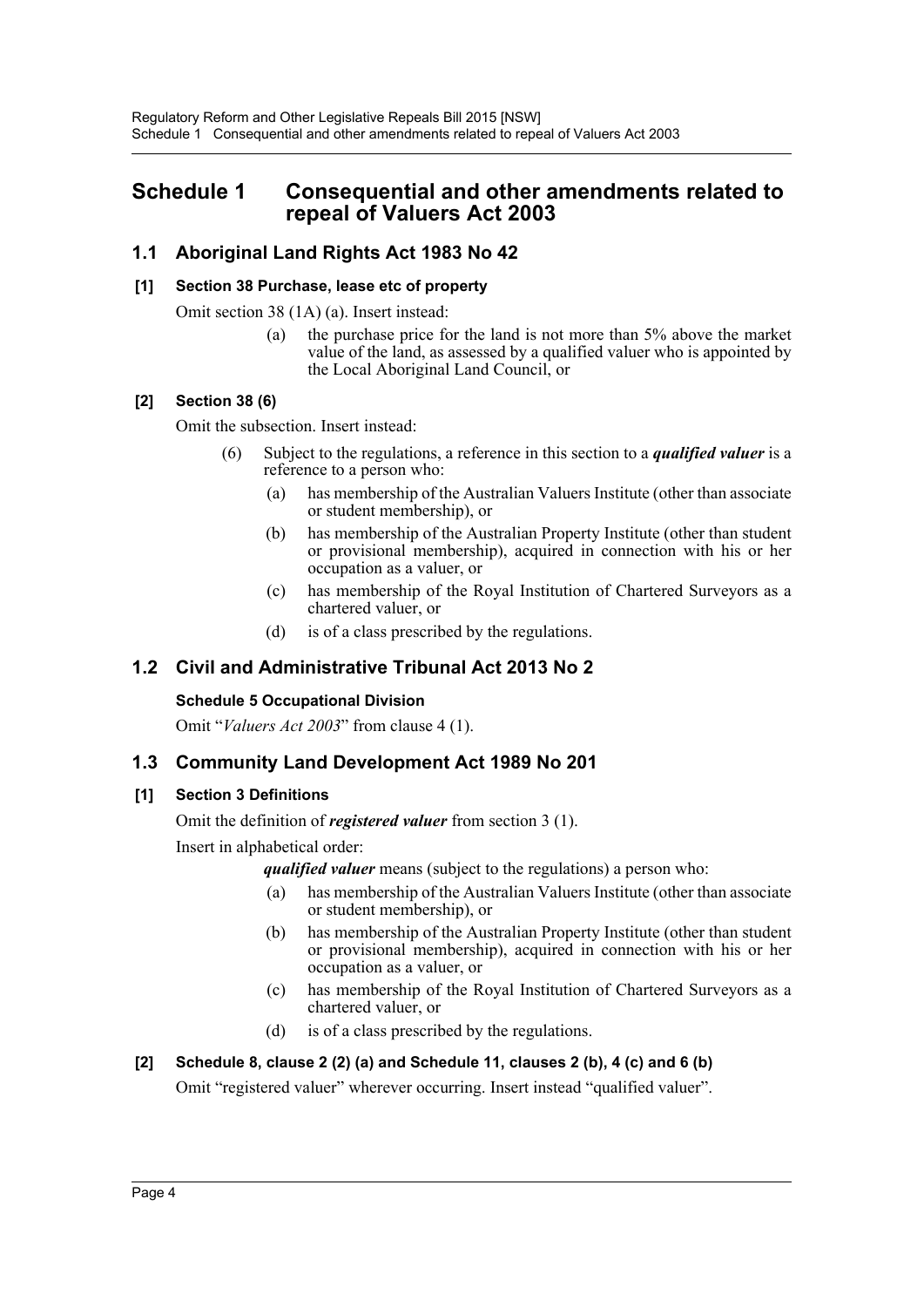# Schedule 1 Consequential and other amendments related to repeal of Valuers Act 2003

## 1.1 Aboriginal Land Rights Act 1983 No 42

### [1] Section 38 Purchase, lease etc of property

Omit section 38 (1A) (a). Insert instead:

> (a) the purchase price for the land is not more than 5% above the market value of the land, as assessed by a qualified valuer who is appointed by the Local Aboriginal Land Council, or

### [2] Section 38 (6)

Omit the subsection. Insert instead:

> (6) Subject to the regulations, a reference in this section to a ***qualified valuer*** is a reference to a person who:
>
> (a) has membership of the Australian Valuers Institute (other than associate or student membership), or
>
> (b) has membership of the Australian Property Institute (other than student or provisional membership), acquired in connection with his or her occupation as a valuer, or
>
> (c) has membership of the Royal Institution of Chartered Surveyors as a chartered valuer, or
>
> (d) is of a class prescribed by the regulations.

## 1.2 Civil and Administrative Tribunal Act 2013 No 2

### Schedule 5 Occupational Division

Omit "*Valuers Act 2003*" from clause 4 (1).

## 1.3 Community Land Development Act 1989 No 201

### [1] Section 3 Definitions

Omit the definition of ***registered valuer*** from section 3 (1).

Insert in alphabetical order:

> ***qualified valuer*** means (subject to the regulations) a person who:
>
> (a) has membership of the Australian Valuers Institute (other than associate or student membership), or
>
> (b) has membership of the Australian Property Institute (other than student or provisional membership), acquired in connection with his or her occupation as a valuer, or
>
> (c) has membership of the Royal Institution of Chartered Surveyors as a chartered valuer, or
>
> (d) is of a class prescribed by the regulations.

### [2] Schedule 8, clause 2 (2) (a) and Schedule 11, clauses 2 (b), 4 (c) and 6 (b)

Omit "registered valuer" wherever occurring. Insert instead "qualified valuer".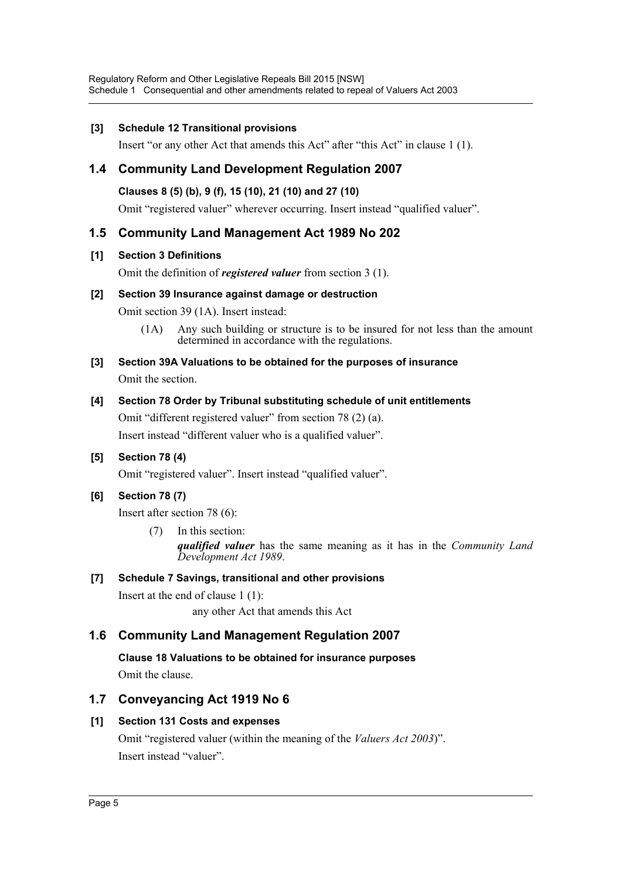**[3] Schedule 12 Transitional provisions**

Insert "or any other Act that amends this Act" after "this Act" in clause 1 (1).

## 1.4 Community Land Development Regulation 2007

**Clauses 8 (5) (b), 9 (f), 15 (10), 21 (10) and 27 (10)**

Omit "registered valuer" wherever occurring. Insert instead "qualified valuer".

## 1.5 Community Land Management Act 1989 No 202

**[1] Section 3 Definitions**

Omit the definition of ***registered valuer*** from section 3 (1).

**[2] Section 39 Insurance against damage or destruction**

Omit section 39 (1A). Insert instead:

> (1A) Any such building or structure is to be insured for not less than the amount determined in accordance with the regulations.

**[3] Section 39A Valuations to be obtained for the purposes of insurance**

Omit the section.

**[4] Section 78 Order by Tribunal substituting schedule of unit entitlements**

Omit "different registered valuer" from section 78 (2) (a).

Insert instead "different valuer who is a qualified valuer".

**[5] Section 78 (4)**

Omit "registered valuer". Insert instead "qualified valuer".

**[6] Section 78 (7)**

Insert after section 78 (6):

> (7) In this section:
>
> ***qualified valuer*** has the same meaning as it has in the *Community Land Development Act 1989*.

**[7] Schedule 7 Savings, transitional and other provisions**

Insert at the end of clause 1 (1):

> any other Act that amends this Act

## 1.6 Community Land Management Regulation 2007

**Clause 18 Valuations to be obtained for insurance purposes**

Omit the clause.

## 1.7 Conveyancing Act 1919 No 6

**[1] Section 131 Costs and expenses**

Omit "registered valuer (within the meaning of the *Valuers Act 2003*)".

Insert instead "valuer".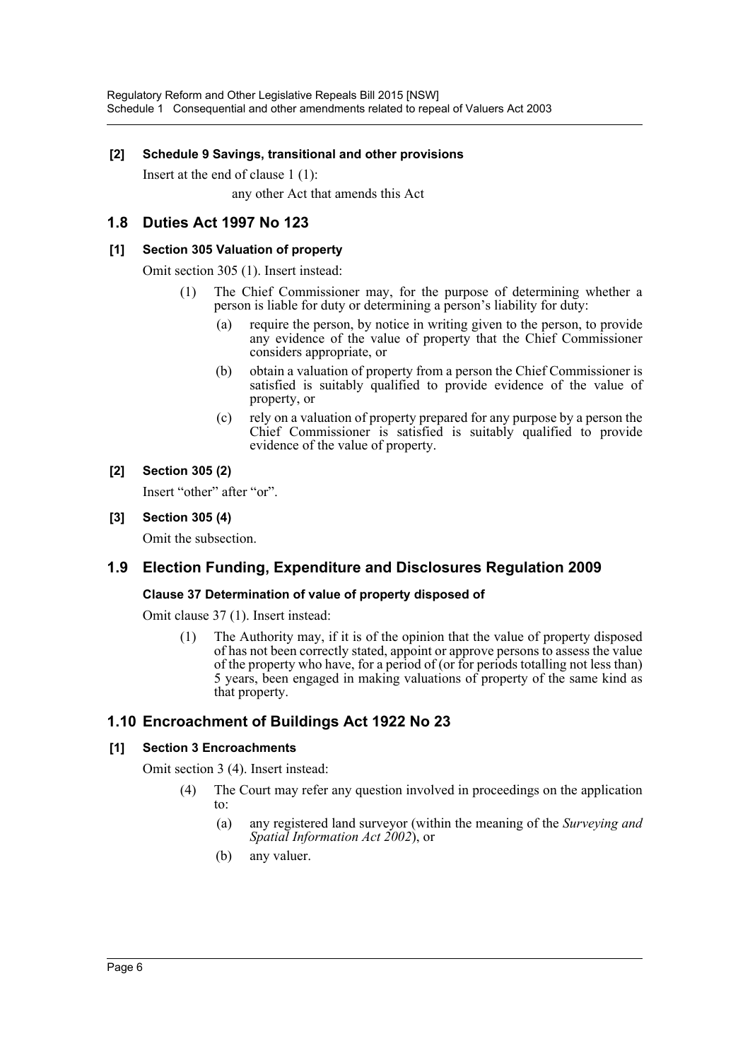**[2] Schedule 9 Savings, transitional and other provisions**

Insert at the end of clause 1 (1):

any other Act that amends this Act

## 1.8 Duties Act 1997 No 123

**[1] Section 305 Valuation of property**

Omit section 305 (1). Insert instead:

(1) The Chief Commissioner may, for the purpose of determining whether a person is liable for duty or determining a person's liability for duty:

(a) require the person, by notice in writing given to the person, to provide any evidence of the value of property that the Chief Commissioner considers appropriate, or

(b) obtain a valuation of property from a person the Chief Commissioner is satisfied is suitably qualified to provide evidence of the value of property, or

(c) rely on a valuation of property prepared for any purpose by a person the Chief Commissioner is satisfied is suitably qualified to provide evidence of the value of property.

**[2] Section 305 (2)**

Insert "other" after "or".

**[3] Section 305 (4)**

Omit the subsection.

## 1.9 Election Funding, Expenditure and Disclosures Regulation 2009

**Clause 37 Determination of value of property disposed of**

Omit clause 37 (1). Insert instead:

(1) The Authority may, if it is of the opinion that the value of property disposed of has not been correctly stated, appoint or approve persons to assess the value of the property who have, for a period of (or for periods totalling not less than) 5 years, been engaged in making valuations of property of the same kind as that property.

## 1.10 Encroachment of Buildings Act 1922 No 23

**[1] Section 3 Encroachments**

Omit section 3 (4). Insert instead:

(4) The Court may refer any question involved in proceedings on the application to:

(a) any registered land surveyor (within the meaning of the *Surveying and Spatial Information Act 2002*), or

(b) any valuer.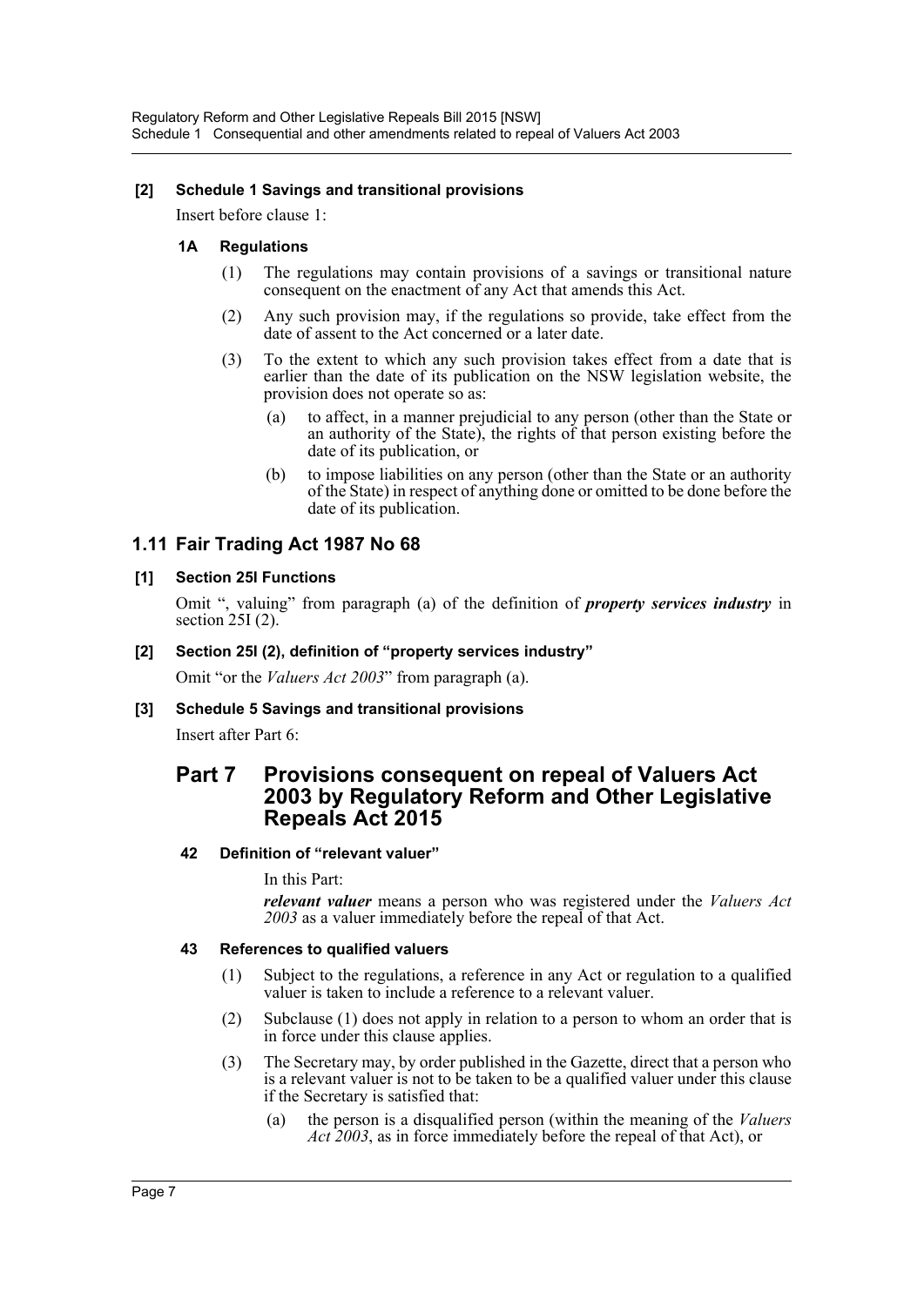**[2] Schedule 1 Savings and transitional provisions**

Insert before clause 1:

**1A Regulations**

(1) The regulations may contain provisions of a savings or transitional nature consequent on the enactment of any Act that amends this Act.

(2) Any such provision may, if the regulations so provide, take effect from the date of assent to the Act concerned or a later date.

(3) To the extent to which any such provision takes effect from a date that is earlier than the date of its publication on the NSW legislation website, the provision does not operate so as:

(a) to affect, in a manner prejudicial to any person (other than the State or an authority of the State), the rights of that person existing before the date of its publication, or

(b) to impose liabilities on any person (other than the State or an authority of the State) in respect of anything done or omitted to be done before the date of its publication.

## 1.11 Fair Trading Act 1987 No 68

**[1] Section 25I Functions**

Omit ", valuing" from paragraph (a) of the definition of ***property services industry*** in section 25I (2).

**[2] Section 25I (2), definition of "property services industry"**

Omit "or the *Valuers Act 2003*" from paragraph (a).

**[3] Schedule 5 Savings and transitional provisions**

Insert after Part 6:

## Part 7 Provisions consequent on repeal of Valuers Act 2003 by Regulatory Reform and Other Legislative Repeals Act 2015

**42 Definition of "relevant valuer"**

In this Part:

***relevant valuer*** means a person who was registered under the *Valuers Act 2003* as a valuer immediately before the repeal of that Act.

**43 References to qualified valuers**

(1) Subject to the regulations, a reference in any Act or regulation to a qualified valuer is taken to include a reference to a relevant valuer.

(2) Subclause (1) does not apply in relation to a person to whom an order that is in force under this clause applies.

(3) The Secretary may, by order published in the Gazette, direct that a person who is a relevant valuer is not to be taken to be a qualified valuer under this clause if the Secretary is satisfied that:

(a) the person is a disqualified person (within the meaning of the *Valuers Act 2003*, as in force immediately before the repeal of that Act), or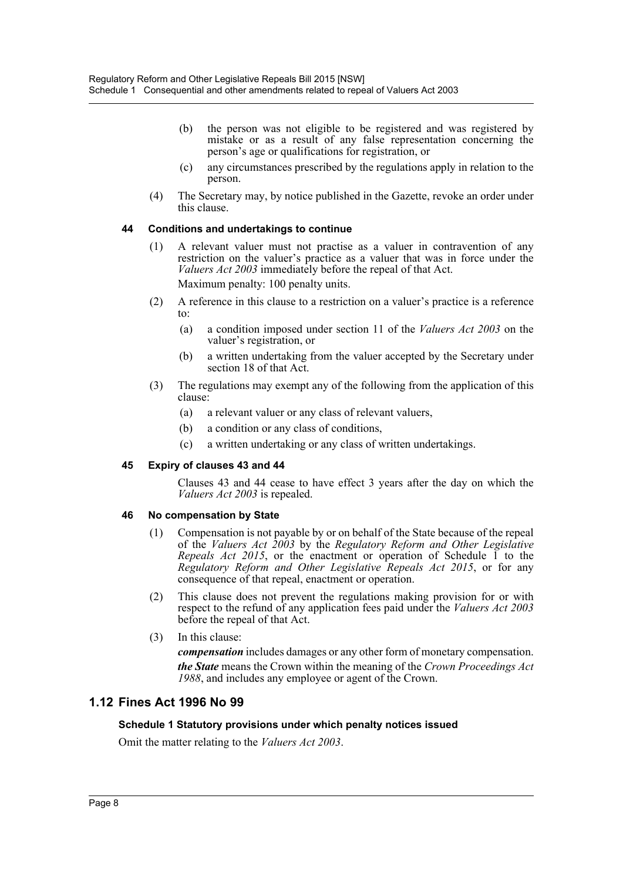(b) the person was not eligible to be registered and was registered by mistake or as a result of any false representation concerning the person's age or qualifications for registration, or

(c) any circumstances prescribed by the regulations apply in relation to the person.

(4) The Secretary may, by notice published in the Gazette, revoke an order under this clause.

#### 44 Conditions and undertakings to continue

(1) A relevant valuer must not practise as a valuer in contravention of any restriction on the valuer's practice as a valuer that was in force under the *Valuers Act 2003* immediately before the repeal of that Act.

Maximum penalty: 100 penalty units.

(2) A reference in this clause to a restriction on a valuer's practice is a reference to:

(a) a condition imposed under section 11 of the *Valuers Act 2003* on the valuer's registration, or

(b) a written undertaking from the valuer accepted by the Secretary under section 18 of that Act.

(3) The regulations may exempt any of the following from the application of this clause:

(a) a relevant valuer or any class of relevant valuers,

(b) a condition or any class of conditions,

(c) a written undertaking or any class of written undertakings.

#### 45 Expiry of clauses 43 and 44

Clauses 43 and 44 cease to have effect 3 years after the day on which the *Valuers Act 2003* is repealed.

#### 46 No compensation by State

(1) Compensation is not payable by or on behalf of the State because of the repeal of the *Valuers Act 2003* by the *Regulatory Reform and Other Legislative Repeals Act 2015*, or the enactment or operation of Schedule 1 to the *Regulatory Reform and Other Legislative Repeals Act 2015*, or for any consequence of that repeal, enactment or operation.

(2) This clause does not prevent the regulations making provision for or with respect to the refund of any application fees paid under the *Valuers Act 2003* before the repeal of that Act.

(3) In this clause:

***compensation*** includes damages or any other form of monetary compensation.

***the State*** means the Crown within the meaning of the *Crown Proceedings Act 1988*, and includes any employee or agent of the Crown.

## 1.12 Fines Act 1996 No 99

#### Schedule 1 Statutory provisions under which penalty notices issued

Omit the matter relating to the *Valuers Act 2003*.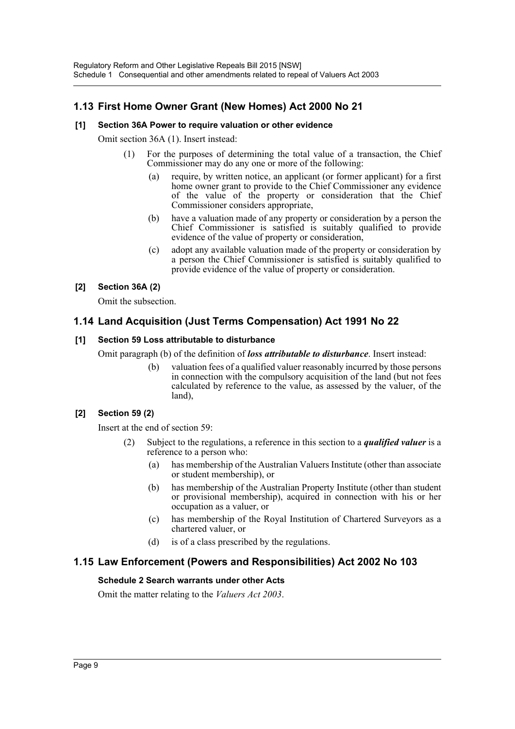## 1.13 First Home Owner Grant (New Homes) Act 2000 No 21

**[1] Section 36A Power to require valuation or other evidence**

Omit section 36A (1). Insert instead:

> (1) For the purposes of determining the total value of a transaction, the Chief Commissioner may do any one or more of the following:
>
> > (a) require, by written notice, an applicant (or former applicant) for a first home owner grant to provide to the Chief Commissioner any evidence of the value of the property or consideration that the Chief Commissioner considers appropriate,
> >
> > (b) have a valuation made of any property or consideration by a person the Chief Commissioner is satisfied is suitably qualified to provide evidence of the value of property or consideration,
> >
> > (c) adopt any available valuation made of the property or consideration by a person the Chief Commissioner is satisfied is suitably qualified to provide evidence of the value of property or consideration.

**[2] Section 36A (2)**

Omit the subsection.

## 1.14 Land Acquisition (Just Terms Compensation) Act 1991 No 22

**[1] Section 59 Loss attributable to disturbance**

Omit paragraph (b) of the definition of ***loss attributable to disturbance***. Insert instead:

> (b) valuation fees of a qualified valuer reasonably incurred by those persons in connection with the compulsory acquisition of the land (but not fees calculated by reference to the value, as assessed by the valuer, of the land),

**[2] Section 59 (2)**

Insert at the end of section 59:

> (2) Subject to the regulations, a reference in this section to a ***qualified valuer*** is a reference to a person who:
>
> > (a) has membership of the Australian Valuers Institute (other than associate or student membership), or
> >
> > (b) has membership of the Australian Property Institute (other than student or provisional membership), acquired in connection with his or her occupation as a valuer, or
> >
> > (c) has membership of the Royal Institution of Chartered Surveyors as a chartered valuer, or
> >
> > (d) is of a class prescribed by the regulations.

## 1.15 Law Enforcement (Powers and Responsibilities) Act 2002 No 103

**Schedule 2 Search warrants under other Acts**

Omit the matter relating to the *Valuers Act 2003*.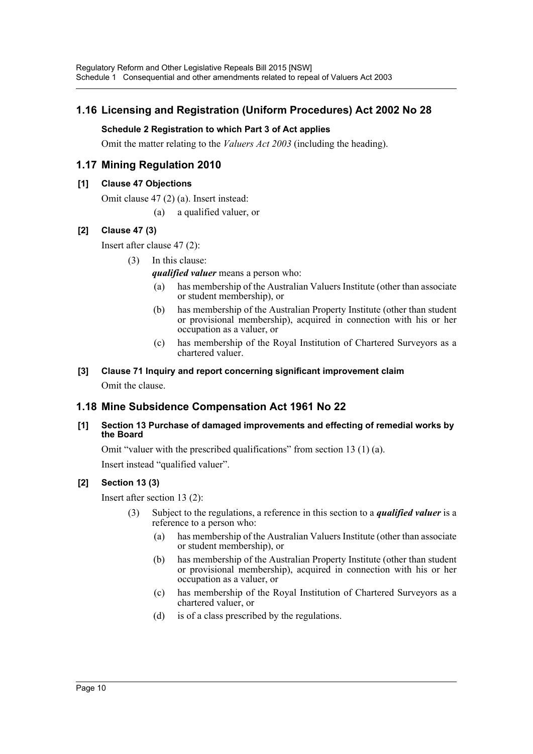## 1.16 Licensing and Registration (Uniform Procedures) Act 2002 No 28

**Schedule 2 Registration to which Part 3 of Act applies**

Omit the matter relating to the *Valuers Act 2003* (including the heading).

## 1.17 Mining Regulation 2010

**[1] Clause 47 Objections**

Omit clause 47 (2) (a). Insert instead:

(a) a qualified valuer, or

**[2] Clause 47 (3)**

Insert after clause 47 (2):

(3) In this clause:

***qualified valuer*** means a person who:

(a) has membership of the Australian Valuers Institute (other than associate or student membership), or

(b) has membership of the Australian Property Institute (other than student or provisional membership), acquired in connection with his or her occupation as a valuer, or

(c) has membership of the Royal Institution of Chartered Surveyors as a chartered valuer.

**[3] Clause 71 Inquiry and report concerning significant improvement claim**

Omit the clause.

## 1.18 Mine Subsidence Compensation Act 1961 No 22

**[1] Section 13 Purchase of damaged improvements and effecting of remedial works by the Board**

Omit "valuer with the prescribed qualifications" from section 13 (1) (a).

Insert instead "qualified valuer".

**[2] Section 13 (3)**

Insert after section 13 (2):

(3) Subject to the regulations, a reference in this section to a ***qualified valuer*** is a reference to a person who:

(a) has membership of the Australian Valuers Institute (other than associate or student membership), or

(b) has membership of the Australian Property Institute (other than student or provisional membership), acquired in connection with his or her occupation as a valuer, or

(c) has membership of the Royal Institution of Chartered Surveyors as a chartered valuer, or

(d) is of a class prescribed by the regulations.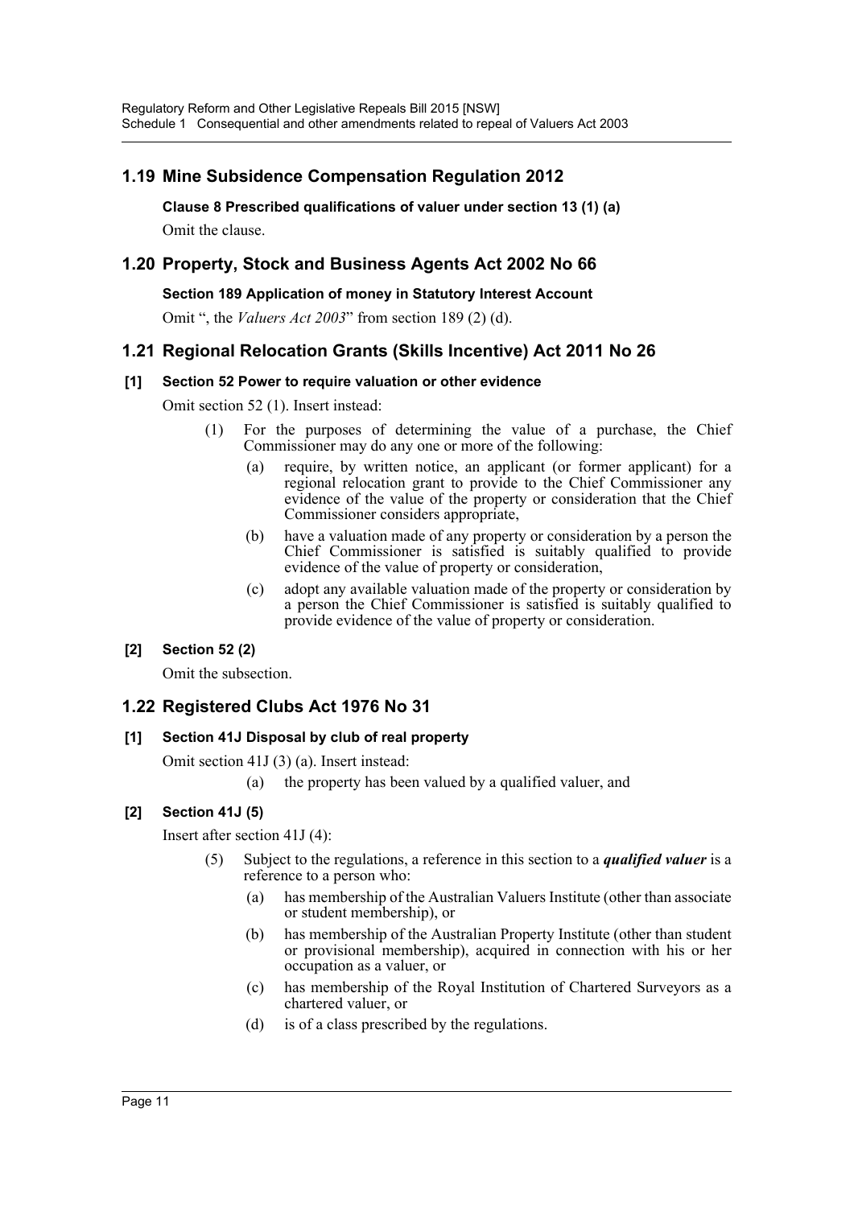## 1.19 Mine Subsidence Compensation Regulation 2012

**Clause 8 Prescribed qualifications of valuer under section 13 (1) (a)**

Omit the clause.

## 1.20 Property, Stock and Business Agents Act 2002 No 66

**Section 189 Application of money in Statutory Interest Account**

Omit ", the *Valuers Act 2003*" from section 189 (2) (d).

## 1.21 Regional Relocation Grants (Skills Incentive) Act 2011 No 26

**[1] Section 52 Power to require valuation or other evidence**

Omit section 52 (1). Insert instead:

(1) For the purposes of determining the value of a purchase, the Chief Commissioner may do any one or more of the following:

(a) require, by written notice, an applicant (or former applicant) for a regional relocation grant to provide to the Chief Commissioner any evidence of the value of the property or consideration that the Chief Commissioner considers appropriate,

(b) have a valuation made of any property or consideration by a person the Chief Commissioner is satisfied is suitably qualified to provide evidence of the value of property or consideration,

(c) adopt any available valuation made of the property or consideration by a person the Chief Commissioner is satisfied is suitably qualified to provide evidence of the value of property or consideration.

**[2] Section 52 (2)**

Omit the subsection.

## 1.22 Registered Clubs Act 1976 No 31

**[1] Section 41J Disposal by club of real property**

Omit section 41J (3) (a). Insert instead:

(a) the property has been valued by a qualified valuer, and

**[2] Section 41J (5)**

Insert after section 41J (4):

(5) Subject to the regulations, a reference in this section to a ***qualified valuer*** is a reference to a person who:

(a) has membership of the Australian Valuers Institute (other than associate or student membership), or

(b) has membership of the Australian Property Institute (other than student or provisional membership), acquired in connection with his or her occupation as a valuer, or

(c) has membership of the Royal Institution of Chartered Surveyors as a chartered valuer, or

(d) is of a class prescribed by the regulations.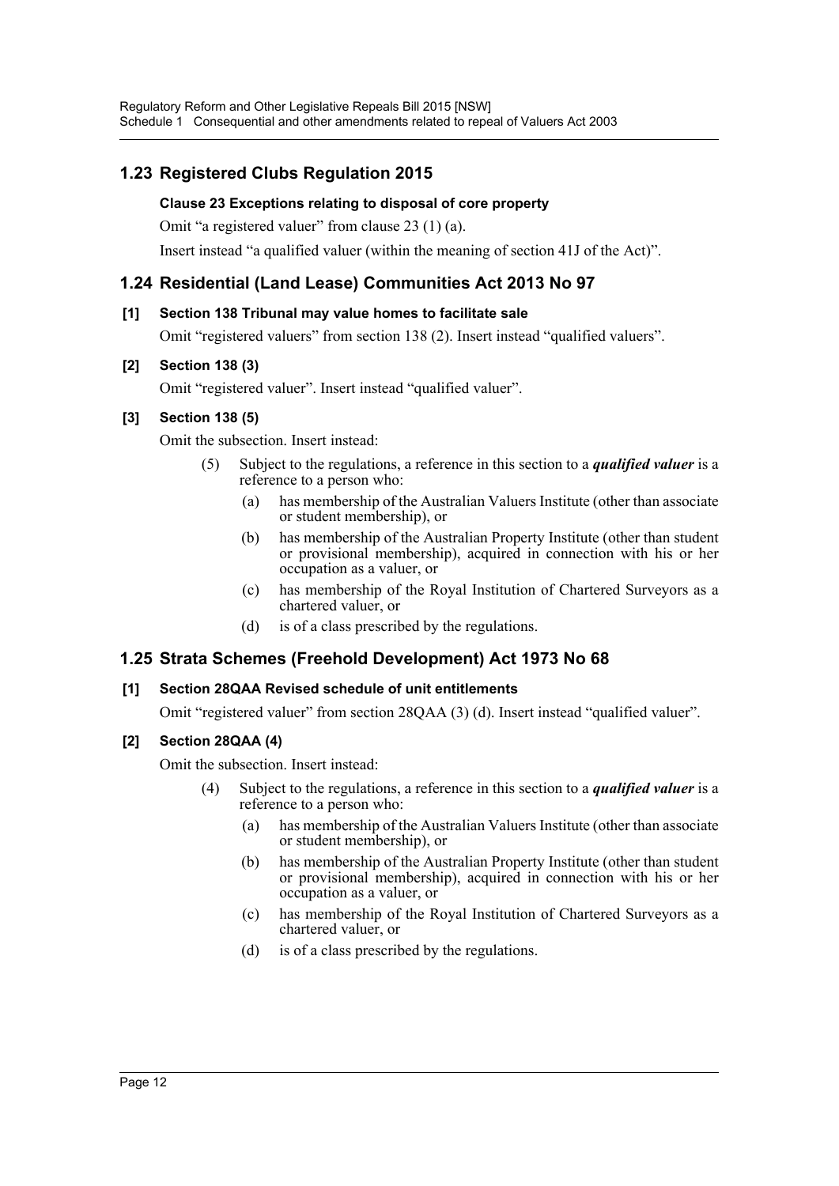## 1.23 Registered Clubs Regulation 2015

**Clause 23 Exceptions relating to disposal of core property**

Omit "a registered valuer" from clause 23 (1) (a).

Insert instead "a qualified valuer (within the meaning of section 41J of the Act)".

## 1.24 Residential (Land Lease) Communities Act 2013 No 97

**[1] Section 138 Tribunal may value homes to facilitate sale**

Omit "registered valuers" from section 138 (2). Insert instead "qualified valuers".

**[2] Section 138 (3)**

Omit "registered valuer". Insert instead "qualified valuer".

**[3] Section 138 (5)**

Omit the subsection. Insert instead:

> (5) Subject to the regulations, a reference in this section to a ***qualified valuer*** is a reference to a person who:
>
> (a) has membership of the Australian Valuers Institute (other than associate or student membership), or
>
> (b) has membership of the Australian Property Institute (other than student or provisional membership), acquired in connection with his or her occupation as a valuer, or
>
> (c) has membership of the Royal Institution of Chartered Surveyors as a chartered valuer, or
>
> (d) is of a class prescribed by the regulations.

## 1.25 Strata Schemes (Freehold Development) Act 1973 No 68

**[1] Section 28QAA Revised schedule of unit entitlements**

Omit "registered valuer" from section 28QAA (3) (d). Insert instead "qualified valuer".

**[2] Section 28QAA (4)**

Omit the subsection. Insert instead:

> (4) Subject to the regulations, a reference in this section to a ***qualified valuer*** is a reference to a person who:
>
> (a) has membership of the Australian Valuers Institute (other than associate or student membership), or
>
> (b) has membership of the Australian Property Institute (other than student or provisional membership), acquired in connection with his or her occupation as a valuer, or
>
> (c) has membership of the Royal Institution of Chartered Surveyors as a chartered valuer, or
>
> (d) is of a class prescribed by the regulations.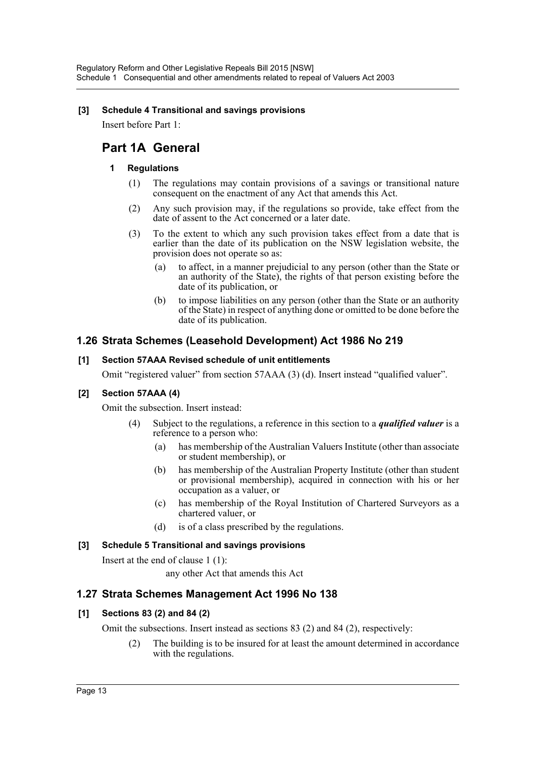**[3] Schedule 4 Transitional and savings provisions**

Insert before Part 1:

## Part 1A General

**1 Regulations**

(1) The regulations may contain provisions of a savings or transitional nature consequent on the enactment of any Act that amends this Act.

(2) Any such provision may, if the regulations so provide, take effect from the date of assent to the Act concerned or a later date.

(3) To the extent to which any such provision takes effect from a date that is earlier than the date of its publication on the NSW legislation website, the provision does not operate so as:

(a) to affect, in a manner prejudicial to any person (other than the State or an authority of the State), the rights of that person existing before the date of its publication, or

(b) to impose liabilities on any person (other than the State or an authority of the State) in respect of anything done or omitted to be done before the date of its publication.

## 1.26 Strata Schemes (Leasehold Development) Act 1986 No 219

**[1] Section 57AAA Revised schedule of unit entitlements**

Omit "registered valuer" from section 57AAA (3) (d). Insert instead "qualified valuer".

**[2] Section 57AAA (4)**

Omit the subsection. Insert instead:

(4) Subject to the regulations, a reference in this section to a ***qualified valuer*** is a reference to a person who:

(a) has membership of the Australian Valuers Institute (other than associate or student membership), or

(b) has membership of the Australian Property Institute (other than student or provisional membership), acquired in connection with his or her occupation as a valuer, or

(c) has membership of the Royal Institution of Chartered Surveyors as a chartered valuer, or

(d) is of a class prescribed by the regulations.

**[3] Schedule 5 Transitional and savings provisions**

Insert at the end of clause 1 (1):

any other Act that amends this Act

## 1.27 Strata Schemes Management Act 1996 No 138

**[1] Sections 83 (2) and 84 (2)**

Omit the subsections. Insert instead as sections 83 (2) and 84 (2), respectively:

(2) The building is to be insured for at least the amount determined in accordance with the regulations.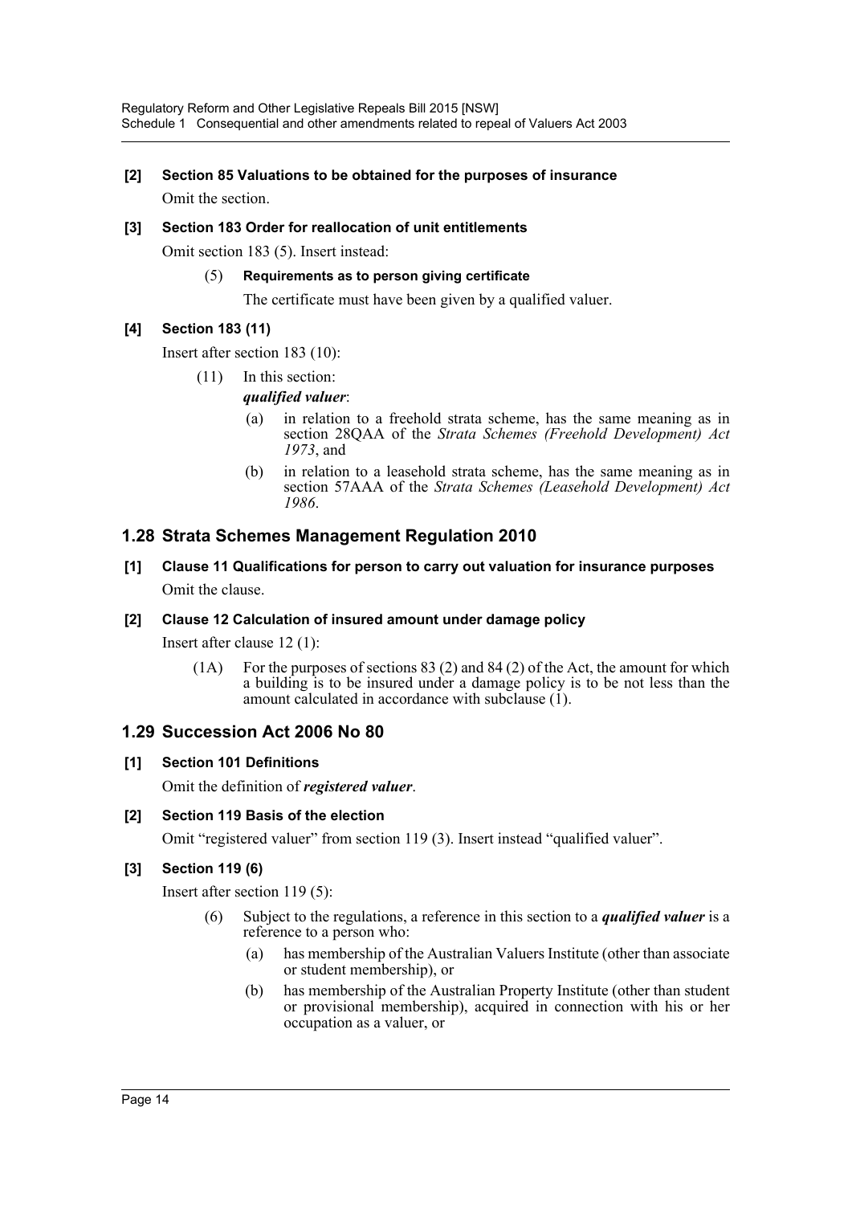**[2] Section 85 Valuations to be obtained for the purposes of insurance**

Omit the section.

**[3] Section 183 Order for reallocation of unit entitlements**

Omit section 183 (5). Insert instead:

(5) **Requirements as to person giving certificate**

The certificate must have been given by a qualified valuer.

**[4] Section 183 (11)**

Insert after section 183 (10):

(11) In this section:

***qualified valuer***:

(a) in relation to a freehold strata scheme, has the same meaning as in section 28QAA of the *Strata Schemes (Freehold Development) Act 1973*, and

(b) in relation to a leasehold strata scheme, has the same meaning as in section 57AAA of the *Strata Schemes (Leasehold Development) Act 1986*.

## 1.28 Strata Schemes Management Regulation 2010

**[1] Clause 11 Qualifications for person to carry out valuation for insurance purposes**

Omit the clause.

**[2] Clause 12 Calculation of insured amount under damage policy**

Insert after clause 12 (1):

(1A) For the purposes of sections 83 (2) and 84 (2) of the Act, the amount for which a building is to be insured under a damage policy is to be not less than the amount calculated in accordance with subclause (1).

## 1.29 Succession Act 2006 No 80

**[1] Section 101 Definitions**

Omit the definition of ***registered valuer***.

**[2] Section 119 Basis of the election**

Omit "registered valuer" from section 119 (3). Insert instead "qualified valuer".

**[3] Section 119 (6)**

Insert after section 119 (5):

(6) Subject to the regulations, a reference in this section to a ***qualified valuer*** is a reference to a person who:

(a) has membership of the Australian Valuers Institute (other than associate or student membership), or

(b) has membership of the Australian Property Institute (other than student or provisional membership), acquired in connection with his or her occupation as a valuer, or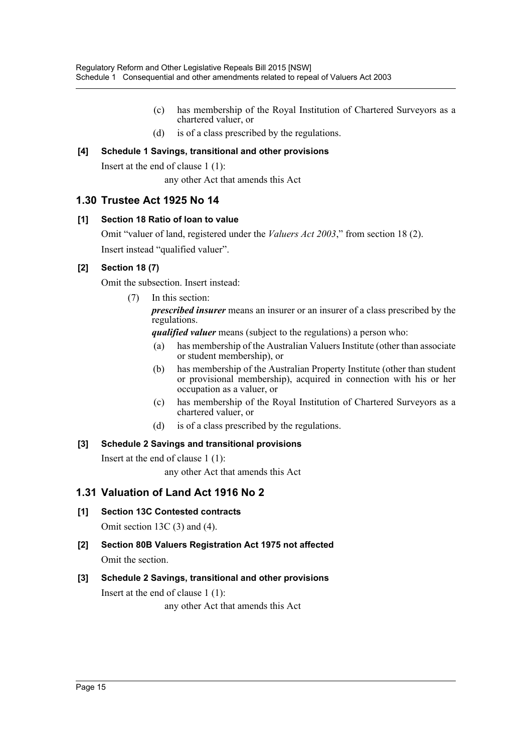(c) has membership of the Royal Institution of Chartered Surveyors as a chartered valuer, or

(d) is of a class prescribed by the regulations.

**[4] Schedule 1 Savings, transitional and other provisions**

Insert at the end of clause 1 (1):

any other Act that amends this Act

## 1.30 Trustee Act 1925 No 14

**[1] Section 18 Ratio of loan to value**

Omit "valuer of land, registered under the *Valuers Act 2003*," from section 18 (2).

Insert instead "qualified valuer".

**[2] Section 18 (7)**

Omit the subsection. Insert instead:

(7) In this section:

***prescribed insurer*** means an insurer or an insurer of a class prescribed by the regulations.

***qualified valuer*** means (subject to the regulations) a person who:

(a) has membership of the Australian Valuers Institute (other than associate or student membership), or

(b) has membership of the Australian Property Institute (other than student or provisional membership), acquired in connection with his or her occupation as a valuer, or

(c) has membership of the Royal Institution of Chartered Surveyors as a chartered valuer, or

(d) is of a class prescribed by the regulations.

**[3] Schedule 2 Savings and transitional provisions**

Insert at the end of clause 1 (1):

any other Act that amends this Act

## 1.31 Valuation of Land Act 1916 No 2

**[1] Section 13C Contested contracts**

Omit section 13C (3) and (4).

**[2] Section 80B Valuers Registration Act 1975 not affected**

Omit the section.

**[3] Schedule 2 Savings, transitional and other provisions**

Insert at the end of clause 1 (1):

any other Act that amends this Act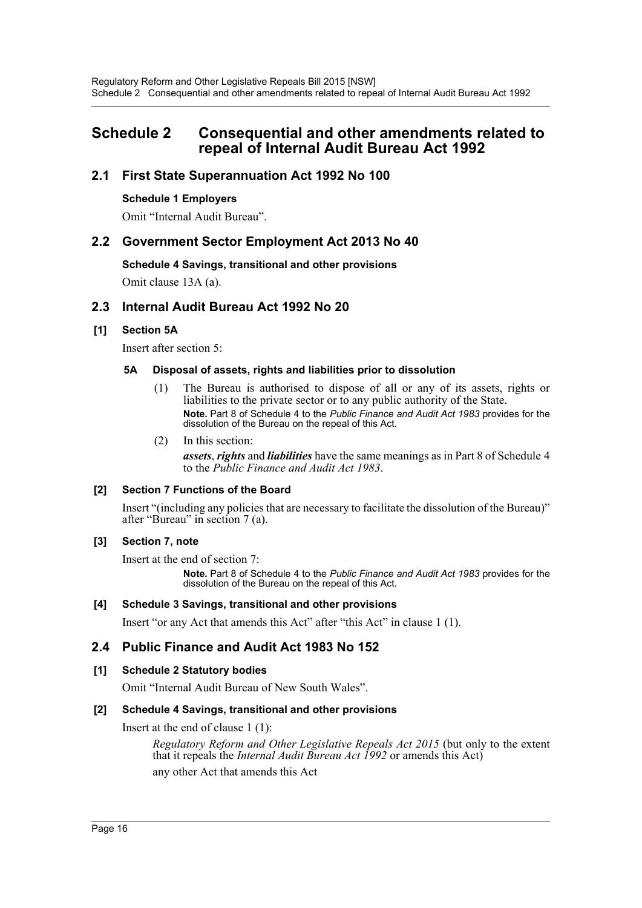# Schedule 2 Consequential and other amendments related to repeal of Internal Audit Bureau Act 1992

## 2.1 First State Superannuation Act 1992 No 100

**Schedule 1 Employers**

Omit "Internal Audit Bureau".

## 2.2 Government Sector Employment Act 2013 No 40

**Schedule 4 Savings, transitional and other provisions**

Omit clause 13A (a).

## 2.3 Internal Audit Bureau Act 1992 No 20

**[1] Section 5A**

Insert after section 5:

**5A Disposal of assets, rights and liabilities prior to dissolution**

(1) The Bureau is authorised to dispose of all or any of its assets, rights or liabilities to the private sector or to any public authority of the State.

**Note.** Part 8 of Schedule 4 to the *Public Finance and Audit Act 1983* provides for the dissolution of the Bureau on the repeal of this Act.

(2) In this section:

***assets***, ***rights*** and ***liabilities*** have the same meanings as in Part 8 of Schedule 4 to the *Public Finance and Audit Act 1983*.

**[2] Section 7 Functions of the Board**

Insert "(including any policies that are necessary to facilitate the dissolution of the Bureau)" after "Bureau" in section 7 (a).

**[3] Section 7, note**

Insert at the end of section 7:

**Note.** Part 8 of Schedule 4 to the *Public Finance and Audit Act 1983* provides for the dissolution of the Bureau on the repeal of this Act.

**[4] Schedule 3 Savings, transitional and other provisions**

Insert "or any Act that amends this Act" after "this Act" in clause 1 (1).

## 2.4 Public Finance and Audit Act 1983 No 152

**[1] Schedule 2 Statutory bodies**

Omit "Internal Audit Bureau of New South Wales".

**[2] Schedule 4 Savings, transitional and other provisions**

Insert at the end of clause 1 (1):

*Regulatory Reform and Other Legislative Repeals Act 2015* (but only to the extent that it repeals the *Internal Audit Bureau Act 1992* or amends this Act)

any other Act that amends this Act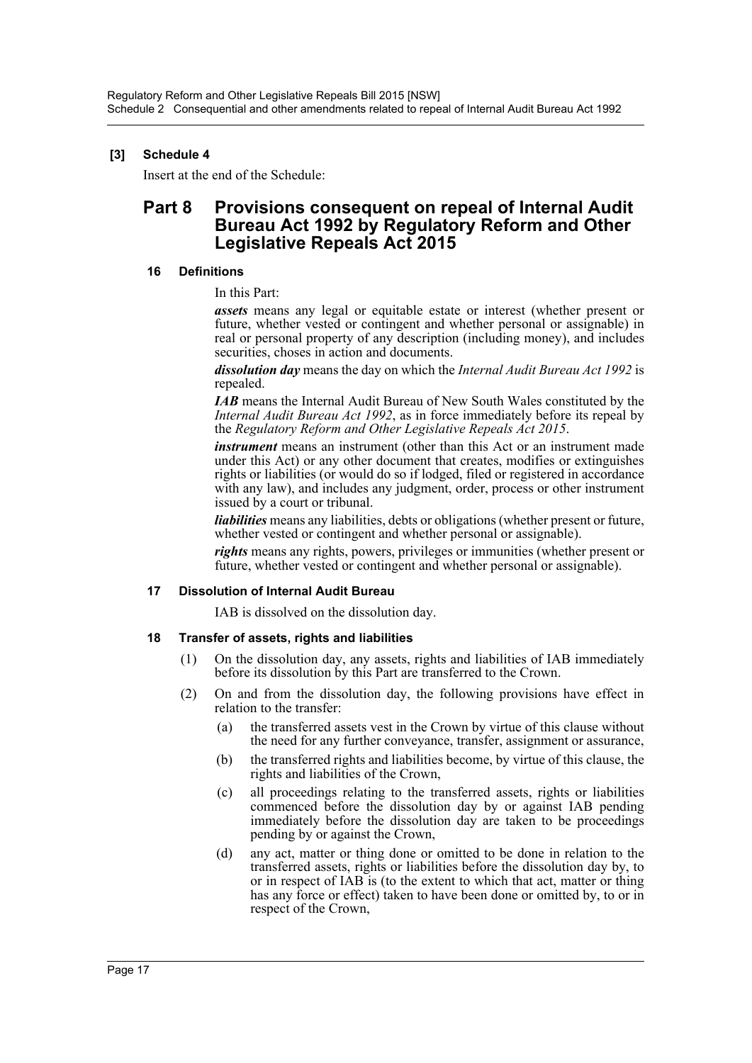**[3] Schedule 4**

Insert at the end of the Schedule:

## Part 8 Provisions consequent on repeal of Internal Audit Bureau Act 1992 by Regulatory Reform and Other Legislative Repeals Act 2015

### 16 Definitions

In this Part:

***assets*** means any legal or equitable estate or interest (whether present or future, whether vested or contingent and whether personal or assignable) in real or personal property of any description (including money), and includes securities, choses in action and documents.

***dissolution day*** means the day on which the *Internal Audit Bureau Act 1992* is repealed.

***IAB*** means the Internal Audit Bureau of New South Wales constituted by the *Internal Audit Bureau Act 1992*, as in force immediately before its repeal by the *Regulatory Reform and Other Legislative Repeals Act 2015*.

***instrument*** means an instrument (other than this Act or an instrument made under this Act) or any other document that creates, modifies or extinguishes rights or liabilities (or would do so if lodged, filed or registered in accordance with any law), and includes any judgment, order, process or other instrument issued by a court or tribunal.

***liabilities*** means any liabilities, debts or obligations (whether present or future, whether vested or contingent and whether personal or assignable).

***rights*** means any rights, powers, privileges or immunities (whether present or future, whether vested or contingent and whether personal or assignable).

### 17 Dissolution of Internal Audit Bureau

IAB is dissolved on the dissolution day.

### 18 Transfer of assets, rights and liabilities

(1) On the dissolution day, any assets, rights and liabilities of IAB immediately before its dissolution by this Part are transferred to the Crown.

(2) On and from the dissolution day, the following provisions have effect in relation to the transfer:

(a) the transferred assets vest in the Crown by virtue of this clause without the need for any further conveyance, transfer, assignment or assurance,

(b) the transferred rights and liabilities become, by virtue of this clause, the rights and liabilities of the Crown,

(c) all proceedings relating to the transferred assets, rights or liabilities commenced before the dissolution day by or against IAB pending immediately before the dissolution day are taken to be proceedings pending by or against the Crown,

(d) any act, matter or thing done or omitted to be done in relation to the transferred assets, rights or liabilities before the dissolution day by, to or in respect of IAB is (to the extent to which that act, matter or thing has any force or effect) taken to have been done or omitted by, to or in respect of the Crown,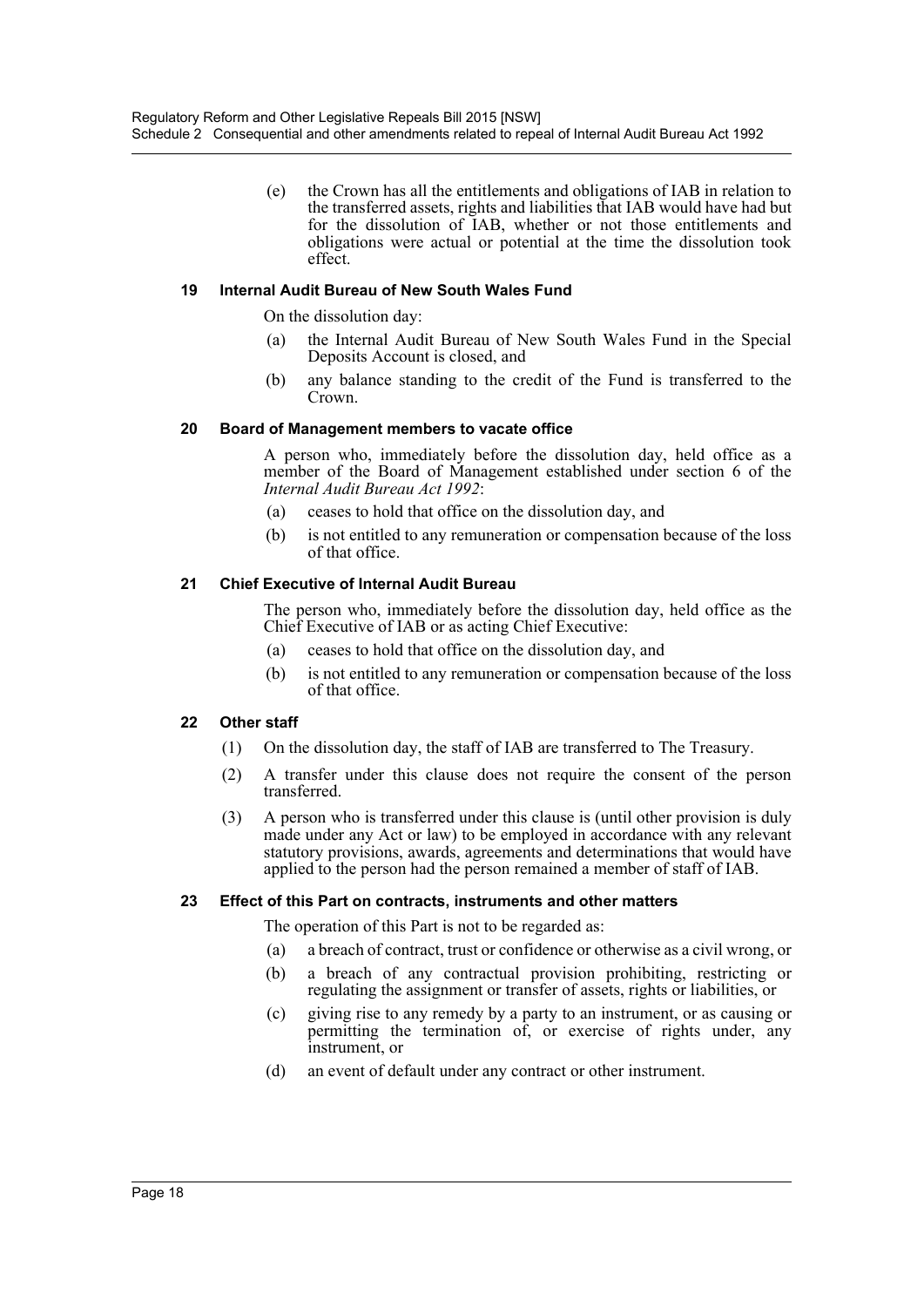(e) the Crown has all the entitlements and obligations of IAB in relation to the transferred assets, rights and liabilities that IAB would have had but for the dissolution of IAB, whether or not those entitlements and obligations were actual or potential at the time the dissolution took effect.

#### 19 Internal Audit Bureau of New South Wales Fund

On the dissolution day:

(a) the Internal Audit Bureau of New South Wales Fund in the Special Deposits Account is closed, and

(b) any balance standing to the credit of the Fund is transferred to the Crown.

#### 20 Board of Management members to vacate office

A person who, immediately before the dissolution day, held office as a member of the Board of Management established under section 6 of the *Internal Audit Bureau Act 1992*:

(a) ceases to hold that office on the dissolution day, and

(b) is not entitled to any remuneration or compensation because of the loss of that office.

#### 21 Chief Executive of Internal Audit Bureau

The person who, immediately before the dissolution day, held office as the Chief Executive of IAB or as acting Chief Executive:

(a) ceases to hold that office on the dissolution day, and

(b) is not entitled to any remuneration or compensation because of the loss of that office.

#### 22 Other staff

(1) On the dissolution day, the staff of IAB are transferred to The Treasury.

(2) A transfer under this clause does not require the consent of the person transferred.

(3) A person who is transferred under this clause is (until other provision is duly made under any Act or law) to be employed in accordance with any relevant statutory provisions, awards, agreements and determinations that would have applied to the person had the person remained a member of staff of IAB.

#### 23 Effect of this Part on contracts, instruments and other matters

The operation of this Part is not to be regarded as:

(a) a breach of contract, trust or confidence or otherwise as a civil wrong, or

(b) a breach of any contractual provision prohibiting, restricting or regulating the assignment or transfer of assets, rights or liabilities, or

(c) giving rise to any remedy by a party to an instrument, or as causing or permitting the termination of, or exercise of rights under, any instrument, or

(d) an event of default under any contract or other instrument.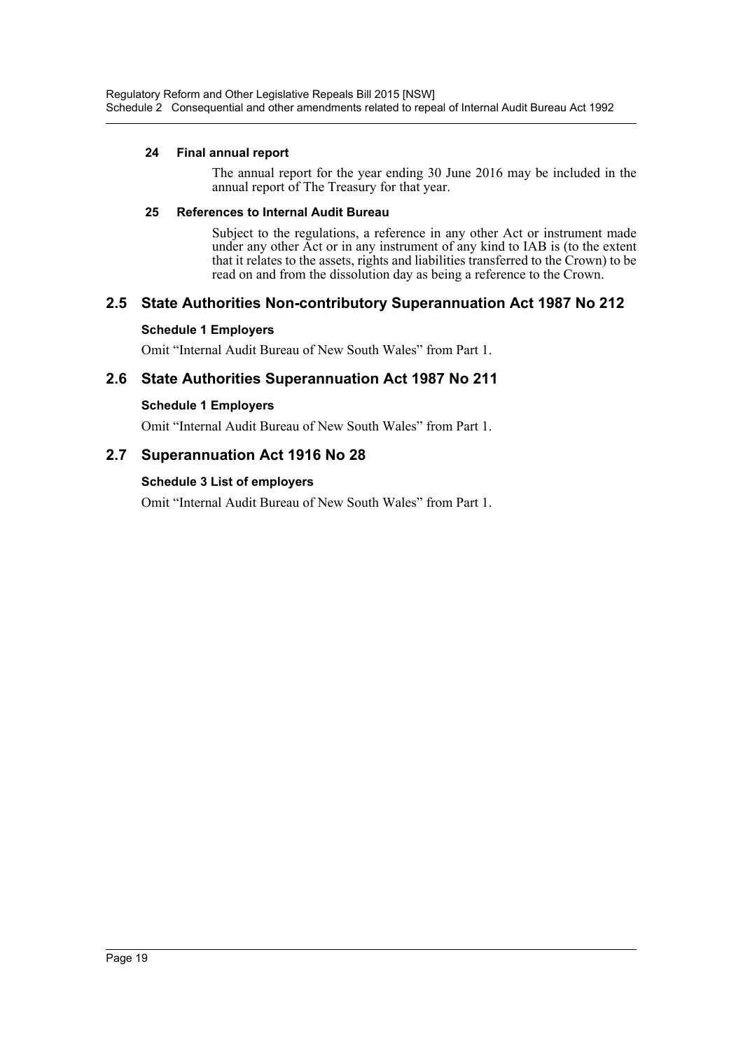#### 24 Final annual report

The annual report for the year ending 30 June 2016 may be included in the annual report of The Treasury for that year.

#### 25 References to Internal Audit Bureau

Subject to the regulations, a reference in any other Act or instrument made under any other Act or in any instrument of any kind to IAB is (to the extent that it relates to the assets, rights and liabilities transferred to the Crown) to be read on and from the dissolution day as being a reference to the Crown.

## 2.5 State Authorities Non-contributory Superannuation Act 1987 No 212

#### Schedule 1 Employers

Omit "Internal Audit Bureau of New South Wales" from Part 1.

## 2.6 State Authorities Superannuation Act 1987 No 211

#### Schedule 1 Employers

Omit "Internal Audit Bureau of New South Wales" from Part 1.

## 2.7 Superannuation Act 1916 No 28

#### Schedule 3 List of employers

Omit "Internal Audit Bureau of New South Wales" from Part 1.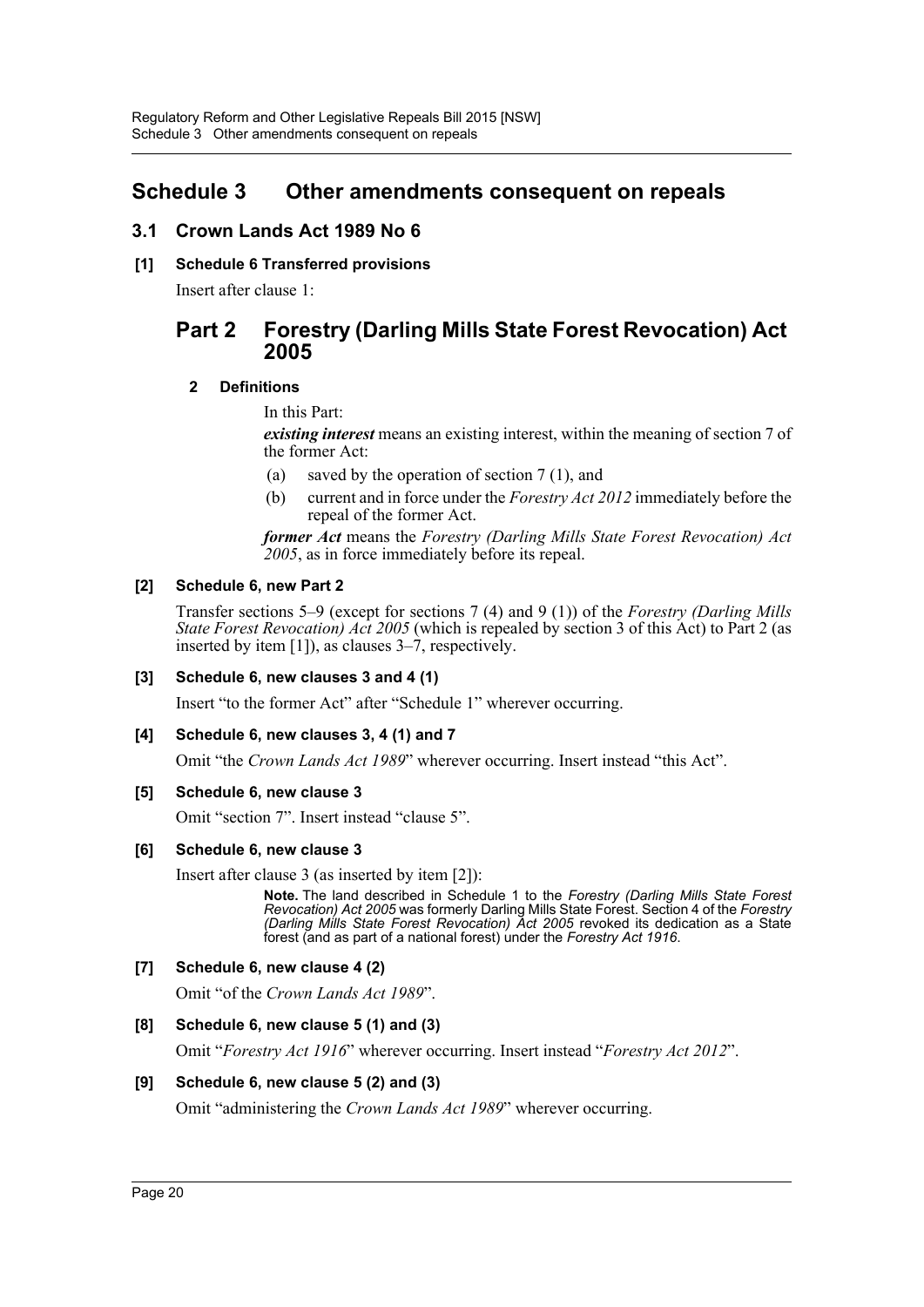# Schedule 3 Other amendments consequent on repeals

## 3.1 Crown Lands Act 1989 No 6

**[1] Schedule 6 Transferred provisions**

Insert after clause 1:

## Part 2 Forestry (Darling Mills State Forest Revocation) Act 2005

**2 Definitions**

In this Part:

***existing interest*** means an existing interest, within the meaning of section 7 of the former Act:

(a) saved by the operation of section 7 (1), and

(b) current and in force under the *Forestry Act 2012* immediately before the repeal of the former Act.

***former Act*** means the *Forestry (Darling Mills State Forest Revocation) Act 2005*, as in force immediately before its repeal.

**[2] Schedule 6, new Part 2**

Transfer sections 5–9 (except for sections 7 (4) and 9 (1)) of the *Forestry (Darling Mills State Forest Revocation) Act 2005* (which is repealed by section 3 of this Act) to Part 2 (as inserted by item [1]), as clauses 3–7, respectively.

**[3] Schedule 6, new clauses 3 and 4 (1)**

Insert "to the former Act" after "Schedule 1" wherever occurring.

**[4] Schedule 6, new clauses 3, 4 (1) and 7**

Omit "the *Crown Lands Act 1989*" wherever occurring. Insert instead "this Act".

**[5] Schedule 6, new clause 3**

Omit "section 7". Insert instead "clause 5".

**[6] Schedule 6, new clause 3**

Insert after clause 3 (as inserted by item [2]):

**Note.** The land described in Schedule 1 to the *Forestry (Darling Mills State Forest Revocation) Act 2005* was formerly Darling Mills State Forest. Section 4 of the *Forestry (Darling Mills State Forest Revocation) Act 2005* revoked its dedication as a State forest (and as part of a national forest) under the *Forestry Act 1916*.

**[7] Schedule 6, new clause 4 (2)**

Omit "of the *Crown Lands Act 1989*".

**[8] Schedule 6, new clause 5 (1) and (3)**

Omit "*Forestry Act 1916*" wherever occurring. Insert instead "*Forestry Act 2012*".

**[9] Schedule 6, new clause 5 (2) and (3)**

Omit "administering the *Crown Lands Act 1989*" wherever occurring.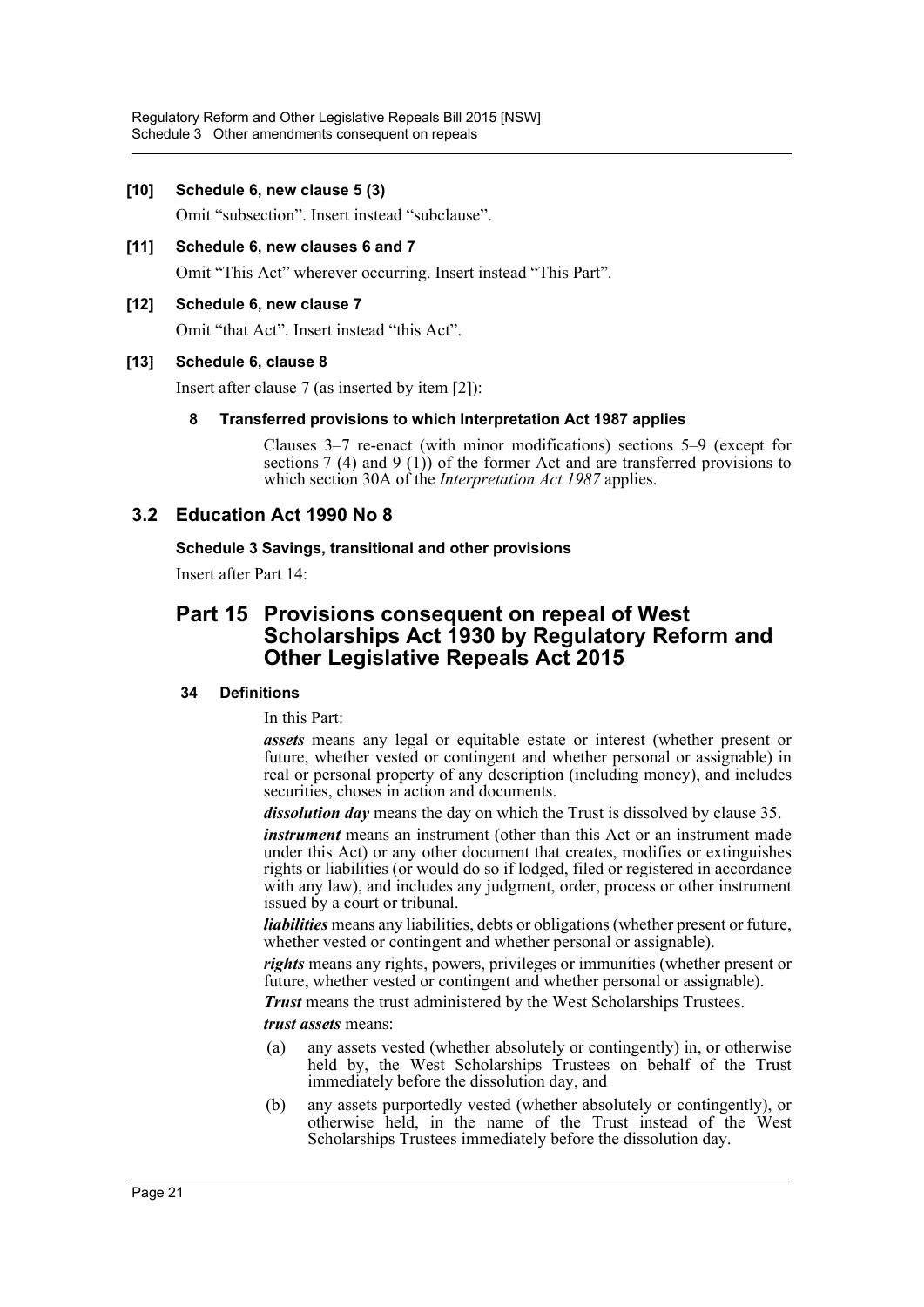**[10] Schedule 6, new clause 5 (3)**

Omit "subsection". Insert instead "subclause".

**[11] Schedule 6, new clauses 6 and 7**

Omit "This Act" wherever occurring. Insert instead "This Part".

**[12] Schedule 6, new clause 7**

Omit "that Act". Insert instead "this Act".

**[13] Schedule 6, clause 8**

Insert after clause 7 (as inserted by item [2]):

**8 Transferred provisions to which Interpretation Act 1987 applies**

Clauses 3–7 re-enact (with minor modifications) sections 5–9 (except for sections 7 (4) and 9 (1)) of the former Act and are transferred provisions to which section 30A of the *Interpretation Act 1987* applies.

## 3.2 Education Act 1990 No 8

**Schedule 3 Savings, transitional and other provisions**

Insert after Part 14:

## Part 15 Provisions consequent on repeal of West Scholarships Act 1930 by Regulatory Reform and Other Legislative Repeals Act 2015

**34 Definitions**

In this Part:

***assets*** means any legal or equitable estate or interest (whether present or future, whether vested or contingent and whether personal or assignable) in real or personal property of any description (including money), and includes securities, choses in action and documents.

***dissolution day*** means the day on which the Trust is dissolved by clause 35.

***instrument*** means an instrument (other than this Act or an instrument made under this Act) or any other document that creates, modifies or extinguishes rights or liabilities (or would do so if lodged, filed or registered in accordance with any law), and includes any judgment, order, process or other instrument issued by a court or tribunal.

***liabilities*** means any liabilities, debts or obligations (whether present or future, whether vested or contingent and whether personal or assignable).

***rights*** means any rights, powers, privileges or immunities (whether present or future, whether vested or contingent and whether personal or assignable).

***Trust*** means the trust administered by the West Scholarships Trustees.

***trust assets*** means:

(a) any assets vested (whether absolutely or contingently) in, or otherwise held by, the West Scholarships Trustees on behalf of the Trust immediately before the dissolution day, and

(b) any assets purportedly vested (whether absolutely or contingently), or otherwise held, in the name of the Trust instead of the West Scholarships Trustees immediately before the dissolution day.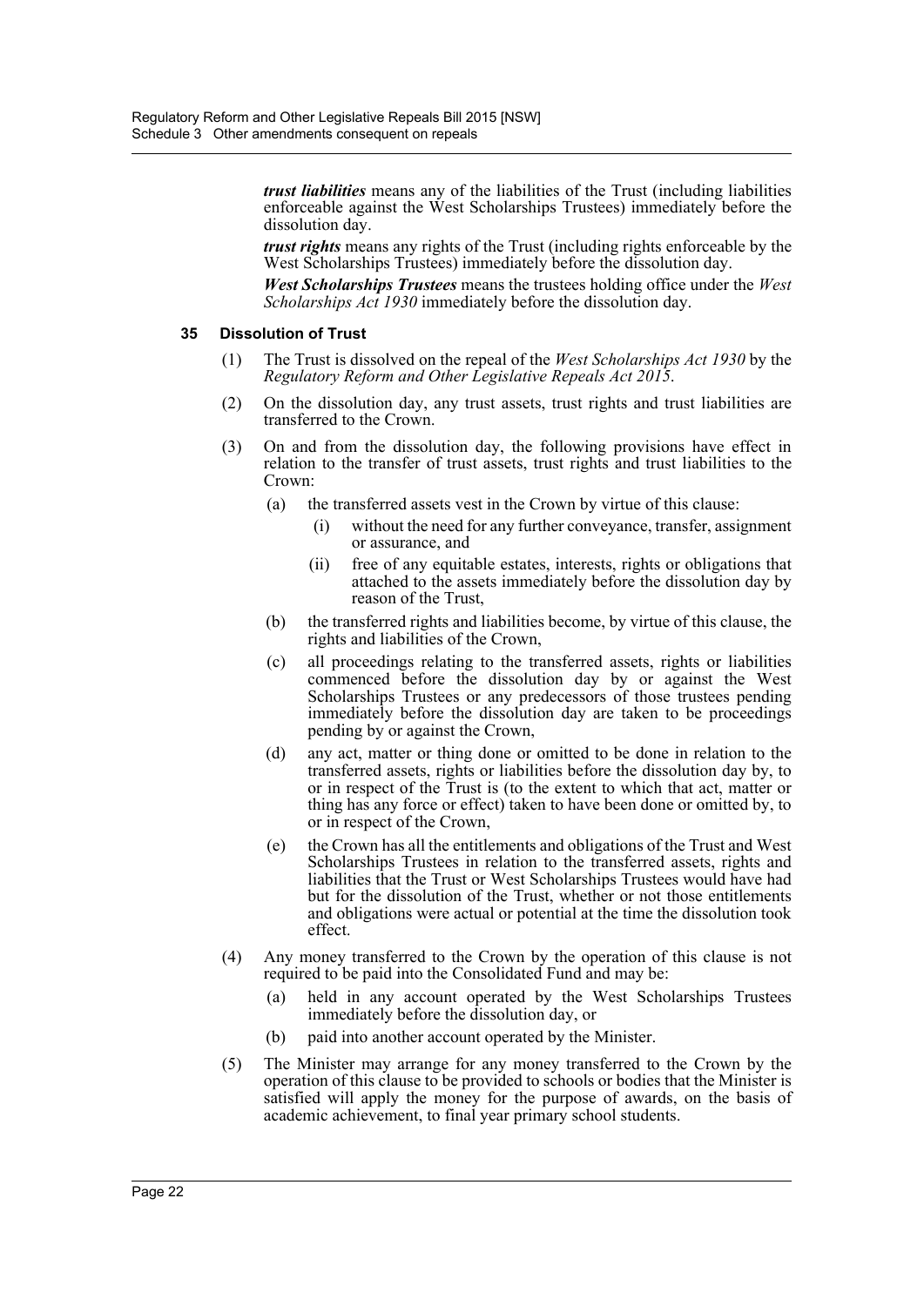***trust liabilities*** means any of the liabilities of the Trust (including liabilities enforceable against the West Scholarships Trustees) immediately before the dissolution day.

***trust rights*** means any rights of the Trust (including rights enforceable by the West Scholarships Trustees) immediately before the dissolution day.

***West Scholarships Trustees*** means the trustees holding office under the *West Scholarships Act 1930* immediately before the dissolution day.

#### 35 Dissolution of Trust

(1) The Trust is dissolved on the repeal of the *West Scholarships Act 1930* by the *Regulatory Reform and Other Legislative Repeals Act 2015*.

(2) On the dissolution day, any trust assets, trust rights and trust liabilities are transferred to the Crown.

(3) On and from the dissolution day, the following provisions have effect in relation to the transfer of trust assets, trust rights and trust liabilities to the Crown:

(a) the transferred assets vest in the Crown by virtue of this clause:

(i) without the need for any further conveyance, transfer, assignment or assurance, and

(ii) free of any equitable estates, interests, rights or obligations that attached to the assets immediately before the dissolution day by reason of the Trust,

(b) the transferred rights and liabilities become, by virtue of this clause, the rights and liabilities of the Crown,

(c) all proceedings relating to the transferred assets, rights or liabilities commenced before the dissolution day by or against the West Scholarships Trustees or any predecessors of those trustees pending immediately before the dissolution day are taken to be proceedings pending by or against the Crown,

(d) any act, matter or thing done or omitted to be done in relation to the transferred assets, rights or liabilities before the dissolution day by, to or in respect of the Trust is (to the extent to which that act, matter or thing has any force or effect) taken to have been done or omitted by, to or in respect of the Crown,

(e) the Crown has all the entitlements and obligations of the Trust and West Scholarships Trustees in relation to the transferred assets, rights and liabilities that the Trust or West Scholarships Trustees would have had but for the dissolution of the Trust, whether or not those entitlements and obligations were actual or potential at the time the dissolution took effect.

(4) Any money transferred to the Crown by the operation of this clause is not required to be paid into the Consolidated Fund and may be:

(a) held in any account operated by the West Scholarships Trustees immediately before the dissolution day, or

(b) paid into another account operated by the Minister.

(5) The Minister may arrange for any money transferred to the Crown by the operation of this clause to be provided to schools or bodies that the Minister is satisfied will apply the money for the purpose of awards, on the basis of academic achievement, to final year primary school students.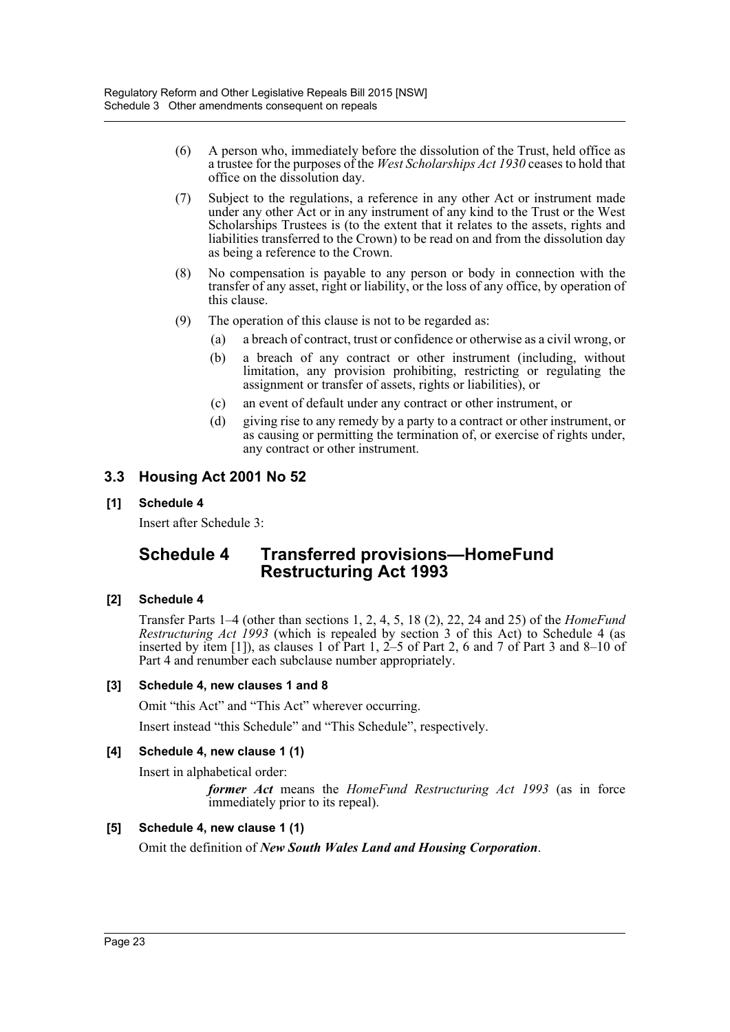(6) A person who, immediately before the dissolution of the Trust, held office as a trustee for the purposes of the *West Scholarships Act 1930* ceases to hold that office on the dissolution day.

(7) Subject to the regulations, a reference in any other Act or instrument made under any other Act or in any instrument of any kind to the Trust or the West Scholarships Trustees is (to the extent that it relates to the assets, rights and liabilities transferred to the Crown) to be read on and from the dissolution day as being a reference to the Crown.

(8) No compensation is payable to any person or body in connection with the transfer of any asset, right or liability, or the loss of any office, by operation of this clause.

(9) The operation of this clause is not to be regarded as:

(a) a breach of contract, trust or confidence or otherwise as a civil wrong, or

(b) a breach of any contract or other instrument (including, without limitation, any provision prohibiting, restricting or regulating the assignment or transfer of assets, rights or liabilities), or

(c) an event of default under any contract or other instrument, or

(d) giving rise to any remedy by a party to a contract or other instrument, or as causing or permitting the termination of, or exercise of rights under, any contract or other instrument.

## 3.3 Housing Act 2001 No 52

### [1] Schedule 4

Insert after Schedule 3:

## Schedule 4 Transferred provisions—HomeFund Restructuring Act 1993

### [2] Schedule 4

Transfer Parts 1–4 (other than sections 1, 2, 4, 5, 18 (2), 22, 24 and 25) of the *HomeFund Restructuring Act 1993* (which is repealed by section 3 of this Act) to Schedule 4 (as inserted by item [1]), as clauses 1 of Part 1, 2–5 of Part 2, 6 and 7 of Part 3 and 8–10 of Part 4 and renumber each subclause number appropriately.

### [3] Schedule 4, new clauses 1 and 8

Omit "this Act" and "This Act" wherever occurring.

Insert instead "this Schedule" and "This Schedule", respectively.

### [4] Schedule 4, new clause 1 (1)

Insert in alphabetical order:

> ***former Act*** means the *HomeFund Restructuring Act 1993* (as in force immediately prior to its repeal).

### [5] Schedule 4, new clause 1 (1)

Omit the definition of ***New South Wales Land and Housing Corporation***.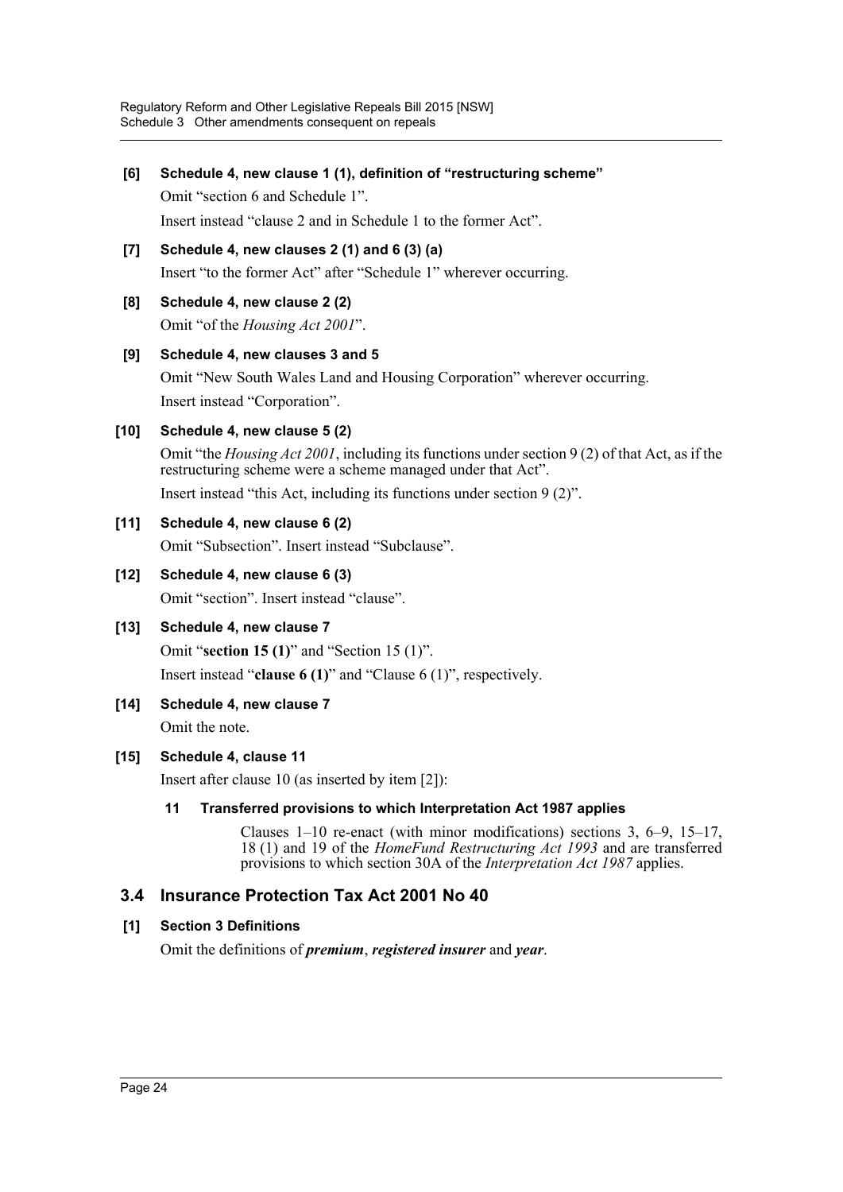**[6] Schedule 4, new clause 1 (1), definition of "restructuring scheme"**

Omit "section 6 and Schedule 1".

Insert instead "clause 2 and in Schedule 1 to the former Act".

**[7] Schedule 4, new clauses 2 (1) and 6 (3) (a)**

Insert "to the former Act" after "Schedule 1" wherever occurring.

**[8] Schedule 4, new clause 2 (2)**

Omit "of the *Housing Act 2001*".

**[9] Schedule 4, new clauses 3 and 5**

Omit "New South Wales Land and Housing Corporation" wherever occurring.

Insert instead "Corporation".

**[10] Schedule 4, new clause 5 (2)**

Omit "the *Housing Act 2001*, including its functions under section 9 (2) of that Act, as if the restructuring scheme were a scheme managed under that Act".

Insert instead "this Act, including its functions under section 9 (2)".

**[11] Schedule 4, new clause 6 (2)**

Omit "Subsection". Insert instead "Subclause".

**[12] Schedule 4, new clause 6 (3)**

Omit "section". Insert instead "clause".

**[13] Schedule 4, new clause 7**

Omit "**section 15 (1)**" and "Section 15 (1)".

Insert instead "**clause 6 (1)**" and "Clause 6 (1)", respectively.

**[14] Schedule 4, new clause 7**

Omit the note.

**[15] Schedule 4, clause 11**

Insert after clause 10 (as inserted by item [2]):

**11 Transferred provisions to which Interpretation Act 1987 applies**

Clauses 1–10 re-enact (with minor modifications) sections 3, 6–9, 15–17, 18 (1) and 19 of the *HomeFund Restructuring Act 1993* and are transferred provisions to which section 30A of the *Interpretation Act 1987* applies.

## 3.4 Insurance Protection Tax Act 2001 No 40

**[1] Section 3 Definitions**

Omit the definitions of ***premium***, ***registered insurer*** and ***year***.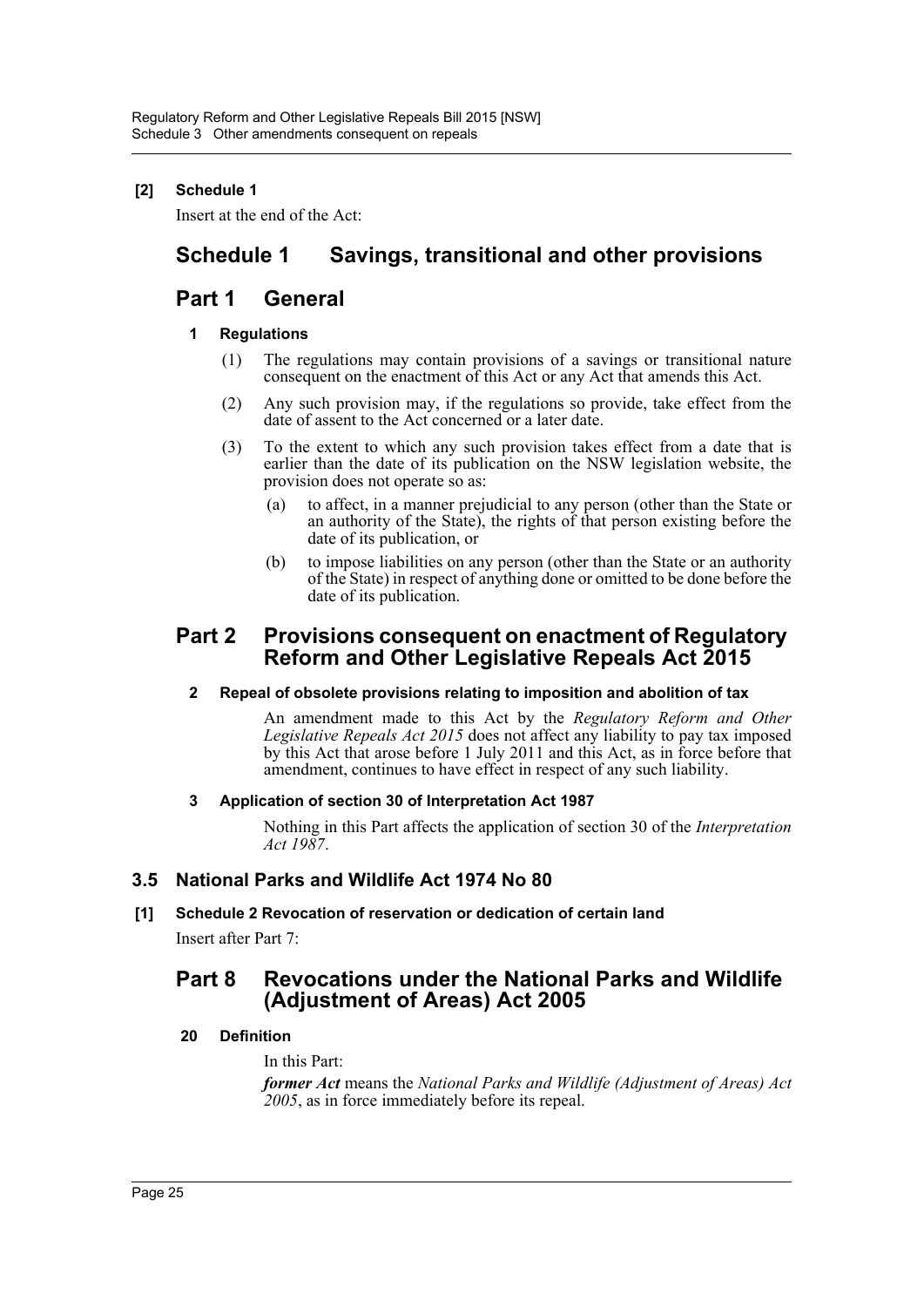**[2] Schedule 1**

Insert at the end of the Act:

# Schedule 1 Savings, transitional and other provisions

## Part 1 General

### 1 Regulations

(1) The regulations may contain provisions of a savings or transitional nature consequent on the enactment of this Act or any Act that amends this Act.

(2) Any such provision may, if the regulations so provide, take effect from the date of assent to the Act concerned or a later date.

(3) To the extent to which any such provision takes effect from a date that is earlier than the date of its publication on the NSW legislation website, the provision does not operate so as:

(a) to affect, in a manner prejudicial to any person (other than the State or an authority of the State), the rights of that person existing before the date of its publication, or

(b) to impose liabilities on any person (other than the State or an authority of the State) in respect of anything done or omitted to be done before the date of its publication.

## Part 2 Provisions consequent on enactment of Regulatory Reform and Other Legislative Repeals Act 2015

### 2 Repeal of obsolete provisions relating to imposition and abolition of tax

An amendment made to this Act by the *Regulatory Reform and Other Legislative Repeals Act 2015* does not affect any liability to pay tax imposed by this Act that arose before 1 July 2011 and this Act, as in force before that amendment, continues to have effect in respect of any such liability.

### 3 Application of section 30 of Interpretation Act 1987

Nothing in this Part affects the application of section 30 of the *Interpretation Act 1987*.

## 3.5 National Parks and Wildlife Act 1974 No 80

**[1] Schedule 2 Revocation of reservation or dedication of certain land**

Insert after Part 7:

## Part 8 Revocations under the National Parks and Wildlife (Adjustment of Areas) Act 2005

### 20 Definition

In this Part:

***former Act*** means the *National Parks and Wildlife (Adjustment of Areas) Act 2005*, as in force immediately before its repeal.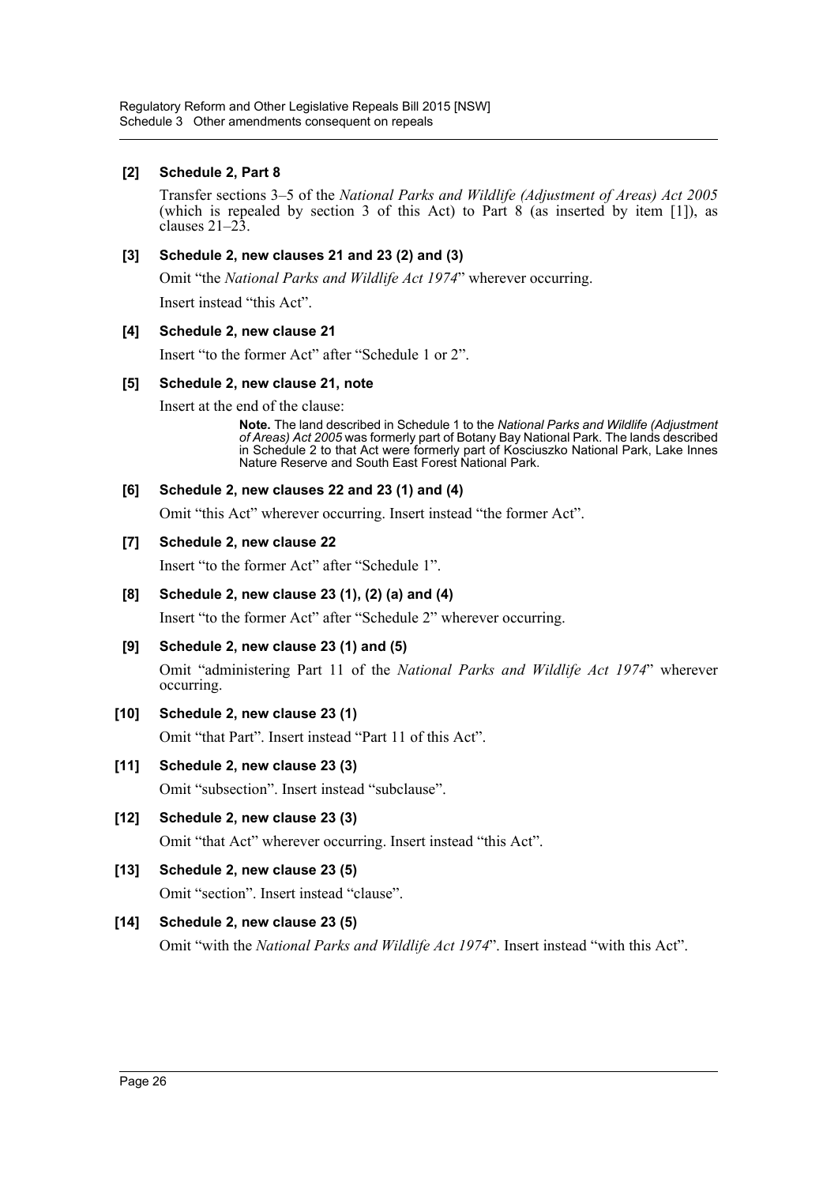**[2] Schedule 2, Part 8**

Transfer sections 3–5 of the *National Parks and Wildlife (Adjustment of Areas) Act 2005* (which is repealed by section 3 of this Act) to Part 8 (as inserted by item [1]), as clauses 21–23.

**[3] Schedule 2, new clauses 21 and 23 (2) and (3)**

Omit "the *National Parks and Wildlife Act 1974*" wherever occurring.

Insert instead "this Act".

**[4] Schedule 2, new clause 21**

Insert "to the former Act" after "Schedule 1 or 2".

**[5] Schedule 2, new clause 21, note**

Insert at the end of the clause:

> **Note.** The land described in Schedule 1 to the *National Parks and Wildlife (Adjustment of Areas) Act 2005* was formerly part of Botany Bay National Park. The lands described in Schedule 2 to that Act were formerly part of Kosciuszko National Park, Lake Innes Nature Reserve and South East Forest National Park.

**[6] Schedule 2, new clauses 22 and 23 (1) and (4)**

Omit "this Act" wherever occurring. Insert instead "the former Act".

**[7] Schedule 2, new clause 22**

Insert "to the former Act" after "Schedule 1".

**[8] Schedule 2, new clause 23 (1), (2) (a) and (4)**

Insert "to the former Act" after "Schedule 2" wherever occurring.

**[9] Schedule 2, new clause 23 (1) and (5)**

Omit "administering Part 11 of the *National Parks and Wildlife Act 1974*" wherever occurring.

**[10] Schedule 2, new clause 23 (1)**

Omit "that Part". Insert instead "Part 11 of this Act".

**[11] Schedule 2, new clause 23 (3)**

Omit "subsection". Insert instead "subclause".

**[12] Schedule 2, new clause 23 (3)**

Omit "that Act" wherever occurring. Insert instead "this Act".

**[13] Schedule 2, new clause 23 (5)**

Omit "section". Insert instead "clause".

**[14] Schedule 2, new clause 23 (5)**

Omit "with the *National Parks and Wildlife Act 1974*". Insert instead "with this Act".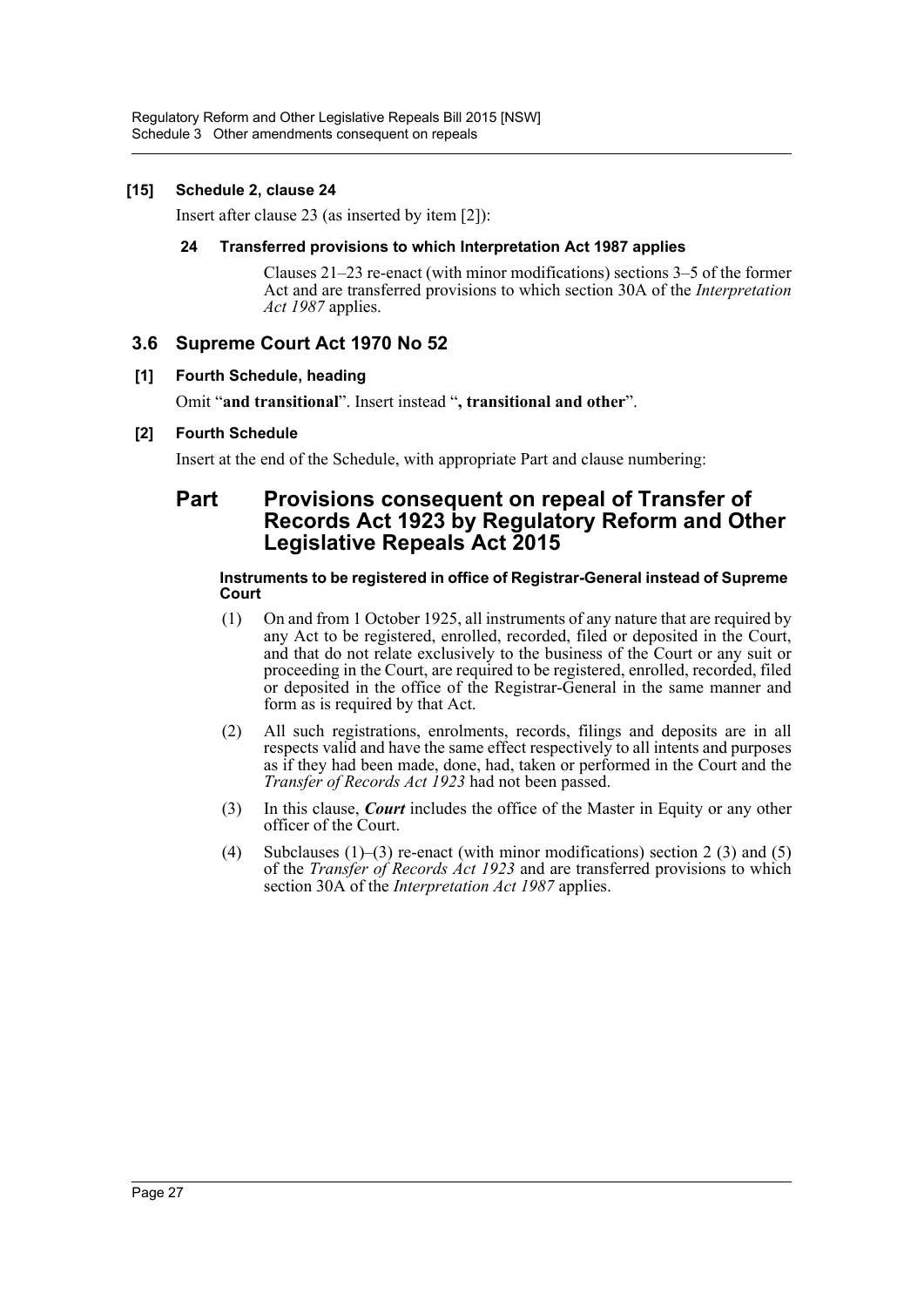**[15] Schedule 2, clause 24**

Insert after clause 23 (as inserted by item [2]):

**24 Transferred provisions to which Interpretation Act 1987 applies**

Clauses 21–23 re-enact (with minor modifications) sections 3–5 of the former Act and are transferred provisions to which section 30A of the *Interpretation Act 1987* applies.

## 3.6 Supreme Court Act 1970 No 52

**[1] Fourth Schedule, heading**

Omit "**and transitional**". Insert instead "**, transitional and other**".

**[2] Fourth Schedule**

Insert at the end of the Schedule, with appropriate Part and clause numbering:

# Part Provisions consequent on repeal of Transfer of Records Act 1923 by Regulatory Reform and Other Legislative Repeals Act 2015

**Instruments to be registered in office of Registrar-General instead of Supreme Court**

(1) On and from 1 October 1925, all instruments of any nature that are required by any Act to be registered, enrolled, recorded, filed or deposited in the Court, and that do not relate exclusively to the business of the Court or any suit or proceeding in the Court, are required to be registered, enrolled, recorded, filed or deposited in the office of the Registrar-General in the same manner and form as is required by that Act.

(2) All such registrations, enrolments, records, filings and deposits are in all respects valid and have the same effect respectively to all intents and purposes as if they had been made, done, had, taken or performed in the Court and the *Transfer of Records Act 1923* had not been passed.

(3) In this clause, ***Court*** includes the office of the Master in Equity or any other officer of the Court.

(4) Subclauses (1)–(3) re-enact (with minor modifications) section 2 (3) and (5) of the *Transfer of Records Act 1923* and are transferred provisions to which section 30A of the *Interpretation Act 1987* applies.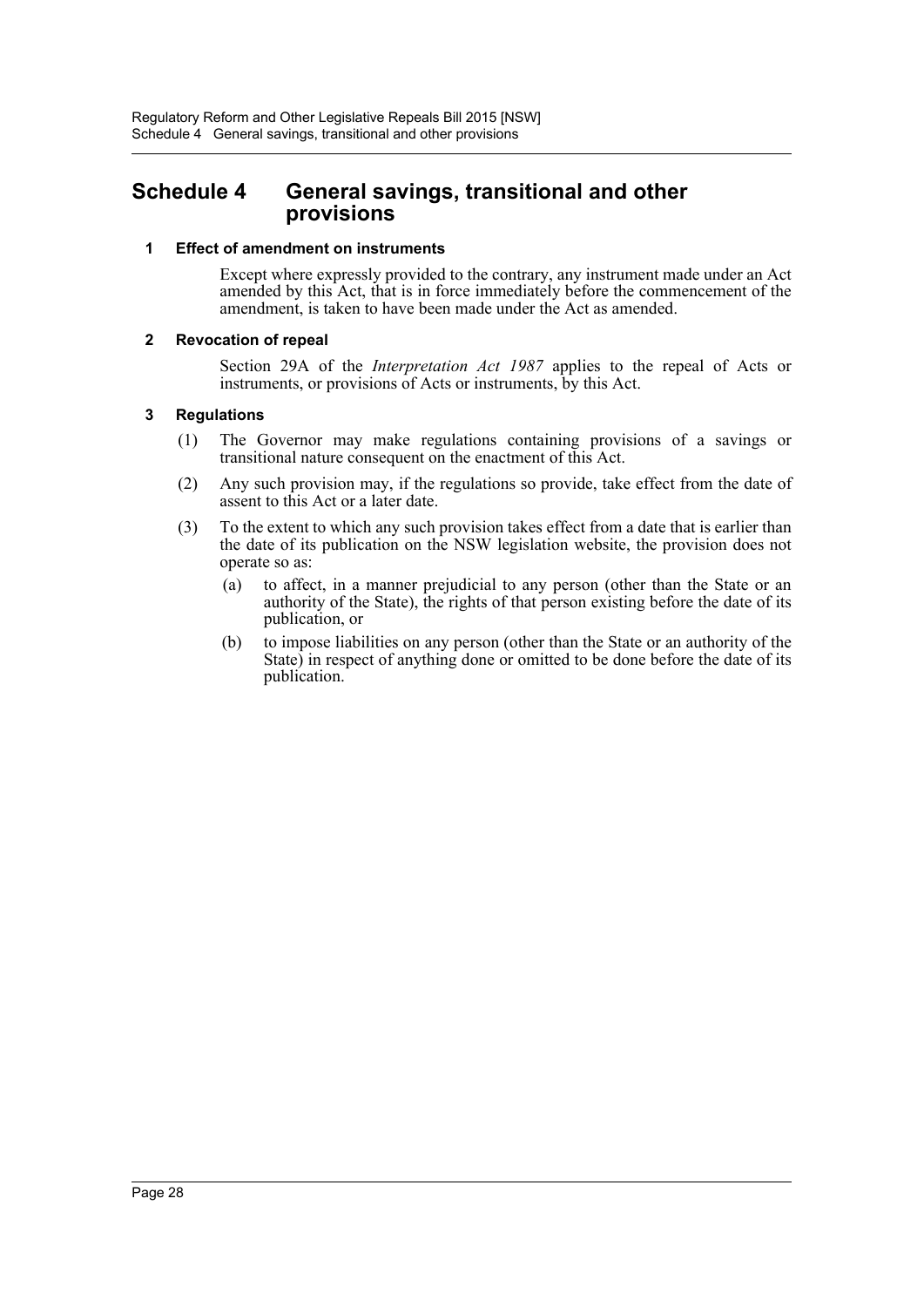# Schedule 4 General savings, transitional and other provisions

### 1 Effect of amendment on instruments

Except where expressly provided to the contrary, any instrument made under an Act amended by this Act, that is in force immediately before the commencement of the amendment, is taken to have been made under the Act as amended.

### 2 Revocation of repeal

Section 29A of the *Interpretation Act 1987* applies to the repeal of Acts or instruments, or provisions of Acts or instruments, by this Act.

### 3 Regulations

(1) The Governor may make regulations containing provisions of a savings or transitional nature consequent on the enactment of this Act.

(2) Any such provision may, if the regulations so provide, take effect from the date of assent to this Act or a later date.

(3) To the extent to which any such provision takes effect from a date that is earlier than the date of its publication on the NSW legislation website, the provision does not operate so as:

(a) to affect, in a manner prejudicial to any person (other than the State or an authority of the State), the rights of that person existing before the date of its publication, or

(b) to impose liabilities on any person (other than the State or an authority of the State) in respect of anything done or omitted to be done before the date of its publication.